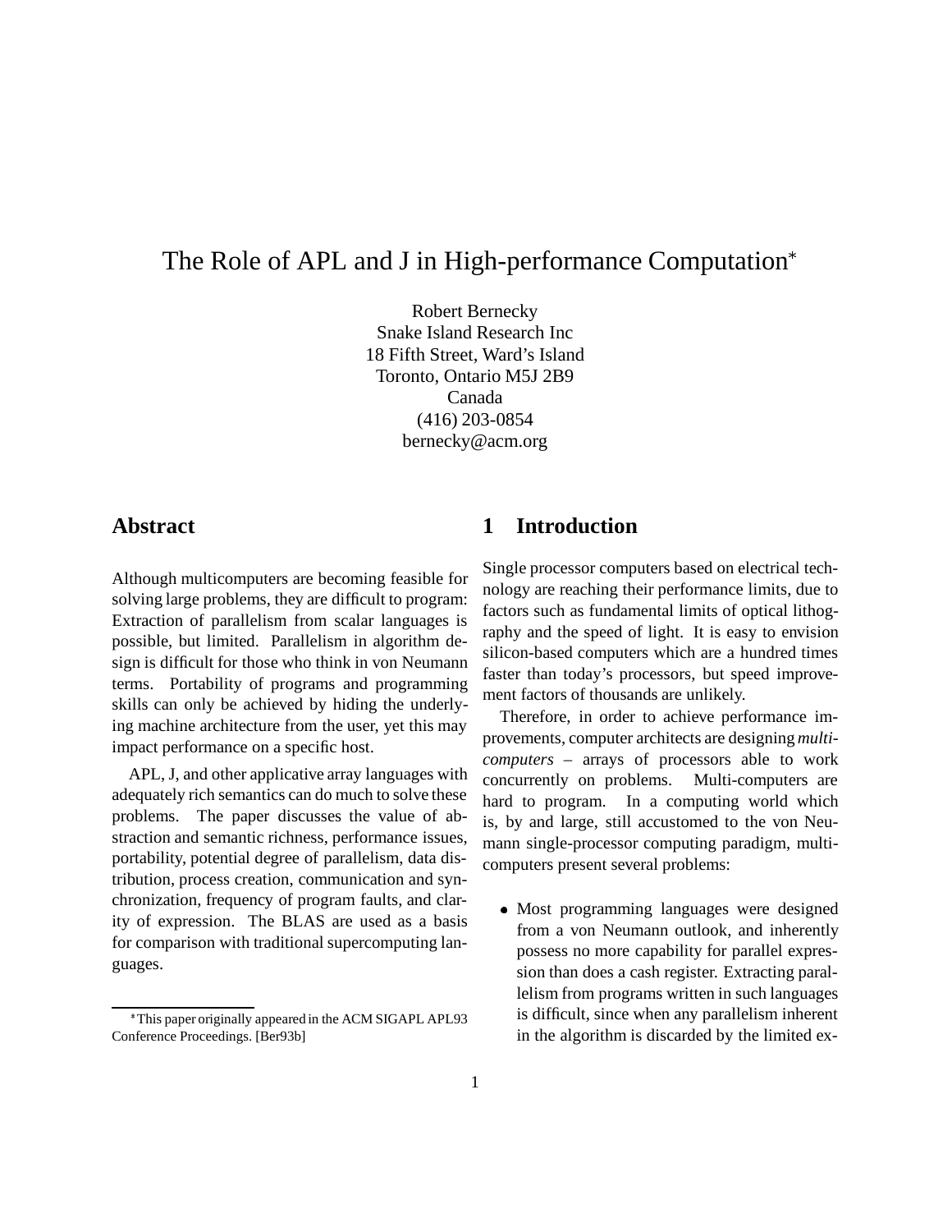# The Role of APL and J in High-performance Computation*

Robert Bernecky
Snake Island Research Inc
18 Fifth Street, Ward's Island
Toronto, Ontario M5J 2B9
Canada
(416) 203-0854
bernecky@acm.org

## Abstract

Although multicomputers are becoming feasible for solving large problems, they are difficult to program: Extraction of parallelism from scalar languages is possible, but limited. Parallelism in algorithm design is difficult for those who think in von Neumann terms. Portability of programs and programming skills can only be achieved by hiding the underlying machine architecture from the user, yet this may impact performance on a specific host.

APL, J, and other applicative array languages with adequately rich semantics can do much to solve these problems. The paper discusses the value of abstraction and semantic richness, performance issues, portability, potential degree of parallelism, data distribution, process creation, communication and synchronization, frequency of program faults, and clarity of expression. The BLAS are used as a basis for comparison with traditional supercomputing languages.

*This paper originally appeared in the ACM SIGAPL APL93 Conference Proceedings. [Ber93b]

## 1 Introduction

Single processor computers based on electrical technology are reaching their performance limits, due to factors such as fundamental limits of optical lithography and the speed of light. It is easy to envision silicon-based computers which are a hundred times faster than today's processors, but speed improvement factors of thousands are unlikely.

Therefore, in order to achieve performance improvements, computer architects are designing *multicomputers* – arrays of processors able to work concurrently on problems. Multi-computers are hard to program. In a computing world which is, by and large, still accustomed to the von Neumann single-processor computing paradigm, multicomputers present several problems:

- Most programming languages were designed from a von Neumann outlook, and inherently possess no more capability for parallel expression than does a cash register. Extracting parallelism from programs written in such languages is difficult, since when any parallelism inherent in the algorithm is discarded by the limited ex-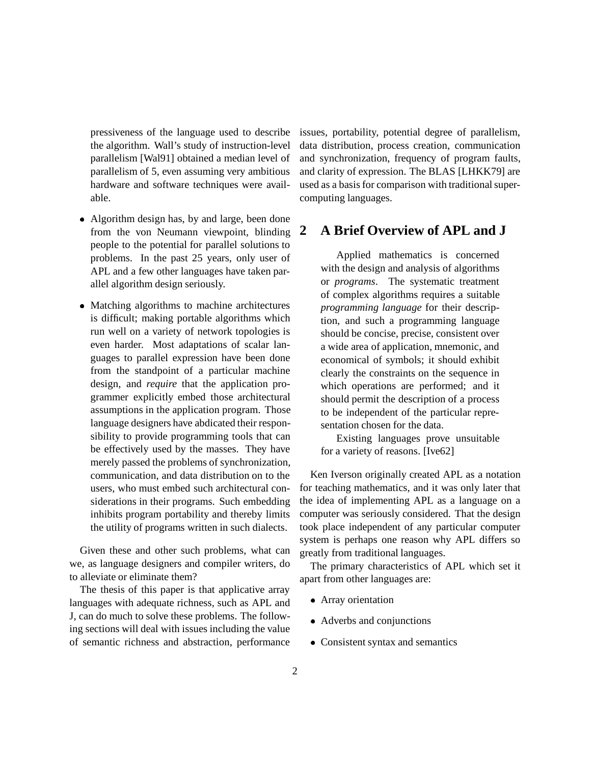pressiveness of the language used to describe the algorithm. Wall's study of instruction-level parallelism [Wal91] obtained a median level of parallelism of 5, even assuming very ambitious hardware and software techniques were available.

- Algorithm design has, by and large, been done from the von Neumann viewpoint, blinding people to the potential for parallel solutions to problems. In the past 25 years, only user of APL and a few other languages have taken parallel algorithm design seriously.

- Matching algorithms to machine architectures is difficult; making portable algorithms which run well on a variety of network topologies is even harder. Most adaptations of scalar languages to parallel expression have been done from the standpoint of a particular machine design, and *require* that the application programmer explicitly embed those architectural assumptions in the application program. Those language designers have abdicated their responsibility to provide programming tools that can be effectively used by the masses. They have merely passed the problems of synchronization, communication, and data distribution on to the users, who must embed such architectural considerations in their programs. Such embedding inhibits program portability and thereby limits the utility of programs written in such dialects.

Given these and other such problems, what can we, as language designers and compiler writers, do to alleviate or eliminate them?

The thesis of this paper is that applicative array languages with adequate richness, such as APL and J, can do much to solve these problems. The following sections will deal with issues including the value of semantic richness and abstraction, performance issues, portability, potential degree of parallelism, data distribution, process creation, communication and synchronization, frequency of program faults, and clarity of expression. The BLAS [LHKK79] are used as a basis for comparison with traditional supercomputing languages.

## 2 A Brief Overview of APL and J

> Applied mathematics is concerned with the design and analysis of algorithms or *programs*. The systematic treatment of complex algorithms requires a suitable *programming language* for their description, and such a programming language should be concise, precise, consistent over a wide area of application, mnemonic, and economical of symbols; it should exhibit clearly the constraints on the sequence in which operations are performed; and it should permit the description of a process to be independent of the particular representation chosen for the data.
>
> Existing languages prove unsuitable for a variety of reasons. [Ive62]

Ken Iverson originally created APL as a notation for teaching mathematics, and it was only later that the idea of implementing APL as a language on a computer was seriously considered. That the design took place independent of any particular computer system is perhaps one reason why APL differs so greatly from traditional languages.

The primary characteristics of APL which set it apart from other languages are:

- Array orientation
- Adverbs and conjunctions
- Consistent syntax and semantics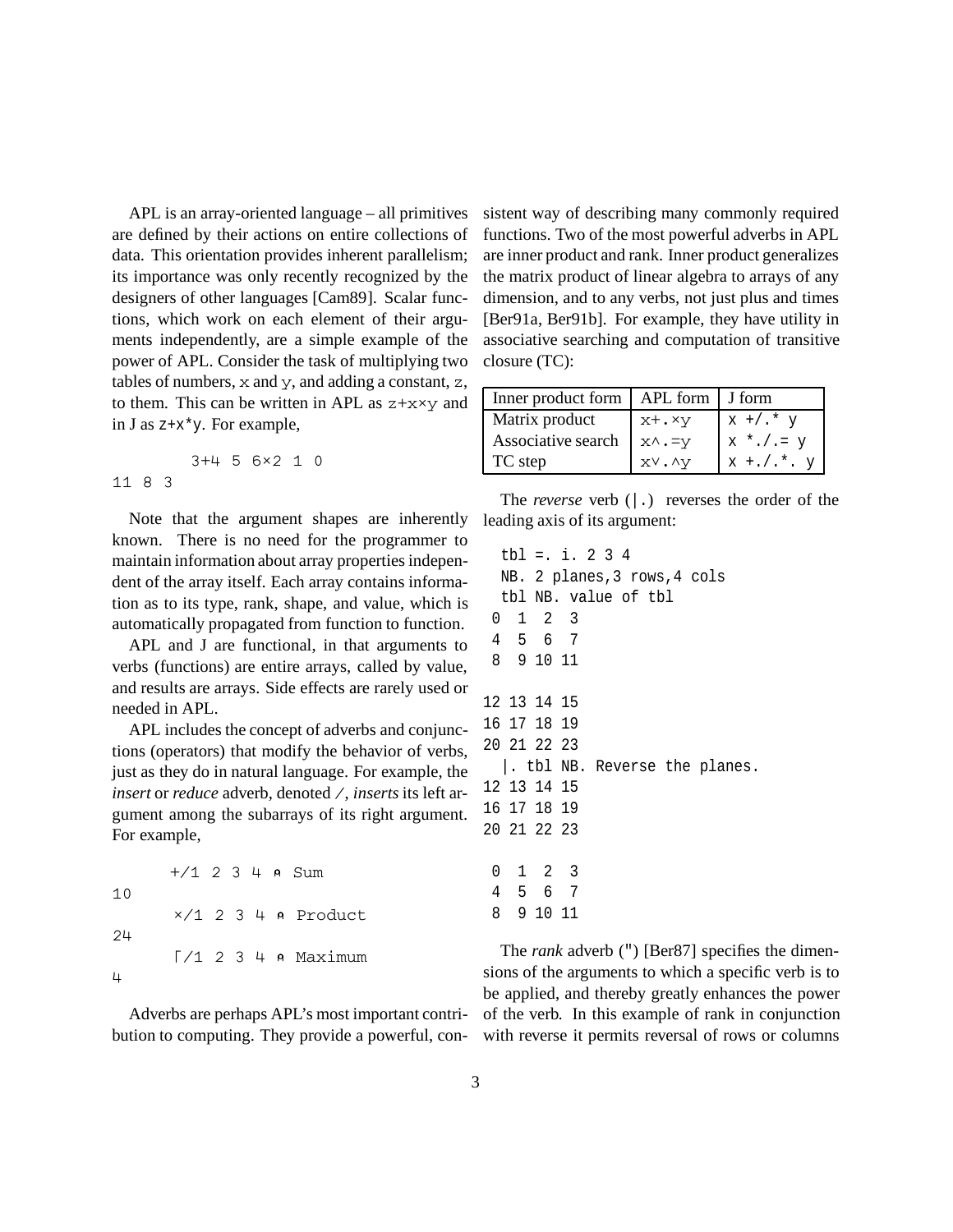APL is an array-oriented language – all primitives are defined by their actions on entire collections of data. This orientation provides inherent parallelism; its importance was only recently recognized by the designers of other languages [Cam89]. Scalar functions, which work on each element of their arguments independently, are a simple example of the power of APL. Consider the task of multiplying two tables of numbers, `x` and `y`, and adding a constant, `z`, to them. This can be written in APL as `z+x×y` and in J as `z+x*y`. For example,

```
      3+4 5 6×2 1 0
11 8 3
```

Note that the argument shapes are inherently known. There is no need for the programmer to maintain information about array properties independent of the array itself. Each array contains information as to its type, rank, shape, and value, which is automatically propagated from function to function.

APL and J are functional, in that arguments to verbs (functions) are entire arrays, called by value, and results are arrays. Side effects are rarely used or needed in APL.

APL includes the concept of adverbs and conjunctions (operators) that modify the behavior of verbs, just as they do in natural language. For example, the *insert* or *reduce* adverb, denoted `/`, *inserts* its left argument among the subarrays of its right argument. For example,

```
      +/1 2 3 4 ⍝ Sum
10
      ×/1 2 3 4 ⍝ Product
24
      ⌈/1 2 3 4 ⍝ Maximum
4
```

Adverbs are perhaps APL's most important contribution to computing. They provide a powerful, consistent way of describing many commonly required functions. Two of the most powerful adverbs in APL are inner product and rank. Inner product generalizes the matrix product of linear algebra to arrays of any dimension, and to any verbs, not just plus and times [Ber91a, Ber91b]. For example, they have utility in associative searching and computation of transitive closure (TC):

| Inner product form | APL form | J form |
|---|---|---|
| Matrix product | `x+.×y` | `x +/.* y` |
| Associative search | `x∧.=y` | `x */.= y` |
| TC step | `x∨.∧y` | `x +./.*. y` |

The *reverse* verb (`|.`) reverses the order of the leading axis of its argument:

```
  tbl =. i. 2 3 4
  NB. 2 planes,3 rows,4 cols
  tbl NB. value of tbl
 0  1  2  3
 4  5  6  7
 8  9 10 11

12 13 14 15
16 17 18 19
20 21 22 23
  |. tbl NB. Reverse the planes.
12 13 14 15
16 17 18 19
20 21 22 23

 0  1  2  3
 4  5  6  7
 8  9 10 11
```

The *rank* adverb (`"`) [Ber87] specifies the dimensions of the arguments to which a specific verb is to be applied, and thereby greatly enhances the power of the verb. In this example of rank in conjunction with reverse it permits reversal of rows or columns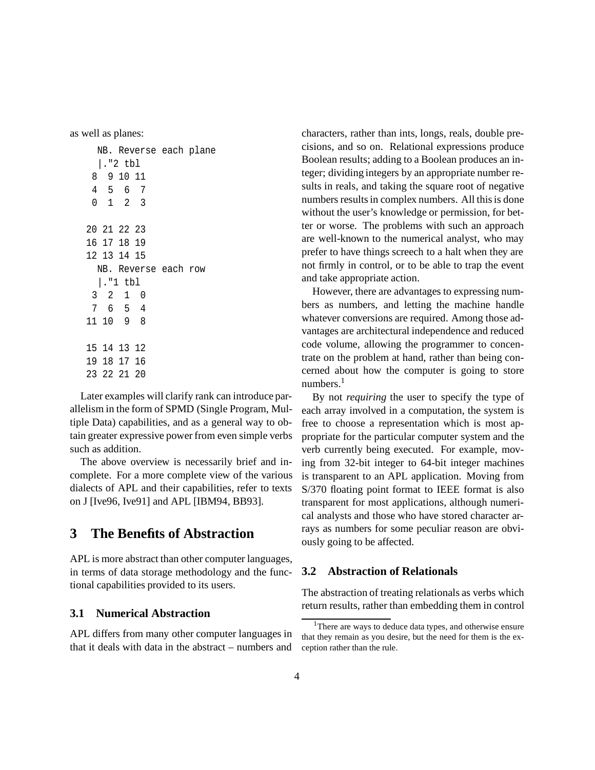as well as planes:

```
    NB. Reverse each plane
   |."2 tbl
  8  9 10 11
  4  5  6  7
  0  1  2  3

 20 21 22 23
 16 17 18 19
 12 13 14 15
    NB. Reverse each row
   |."1 tbl
  3  2  1  0
  7  6  5  4
 11 10  9  8

 15 14 13 12
 19 18 17 16
 23 22 21 20
```

Later examples will clarify rank can introduce parallelism in the form of SPMD (Single Program, Multiple Data) capabilities, and as a general way to obtain greater expressive power from even simple verbs such as addition.

The above overview is necessarily brief and incomplete. For a more complete view of the various dialects of APL and their capabilities, refer to texts on J [Ive96, Ive91] and APL [IBM94, BB93].

# 3 The Benefits of Abstraction

APL is more abstract than other computer languages, in terms of data storage methodology and the functional capabilities provided to its users.

## 3.1 Numerical Abstraction

APL differs from many other computer languages in that it deals with data in the abstract – numbers and characters, rather than ints, longs, reals, double precisions, and so on. Relational expressions produce Boolean results; adding to a Boolean produces an integer; dividing integers by an appropriate number results in reals, and taking the square root of negative numbers results in complex numbers. All this is done without the user's knowledge or permission, for better or worse. The problems with such an approach are well-known to the numerical analyst, who may prefer to have things screech to a halt when they are not firmly in control, or to be able to trap the event and take appropriate action.

However, there are advantages to expressing numbers as numbers, and letting the machine handle whatever conversions are required. Among those advantages are architectural independence and reduced code volume, allowing the programmer to concentrate on the problem at hand, rather than being concerned about how the computer is going to store numbers.[1]

By not *requiring* the user to specify the type of each array involved in a computation, the system is free to choose a representation which is most appropriate for the particular computer system and the verb currently being executed. For example, moving from 32-bit integer to 64-bit integer machines is transparent to an APL application. Moving from S/370 floating point format to IEEE format is also transparent for most applications, although numerical analysts and those who have stored character arrays as numbers for some peculiar reason are obviously going to be affected.

## 3.2 Abstraction of Relationals

The abstraction of treating relationals as verbs which return results, rather than embedding them in control

[1] There are ways to deduce data types, and otherwise ensure that they remain as you desire, but the need for them is the exception rather than the rule.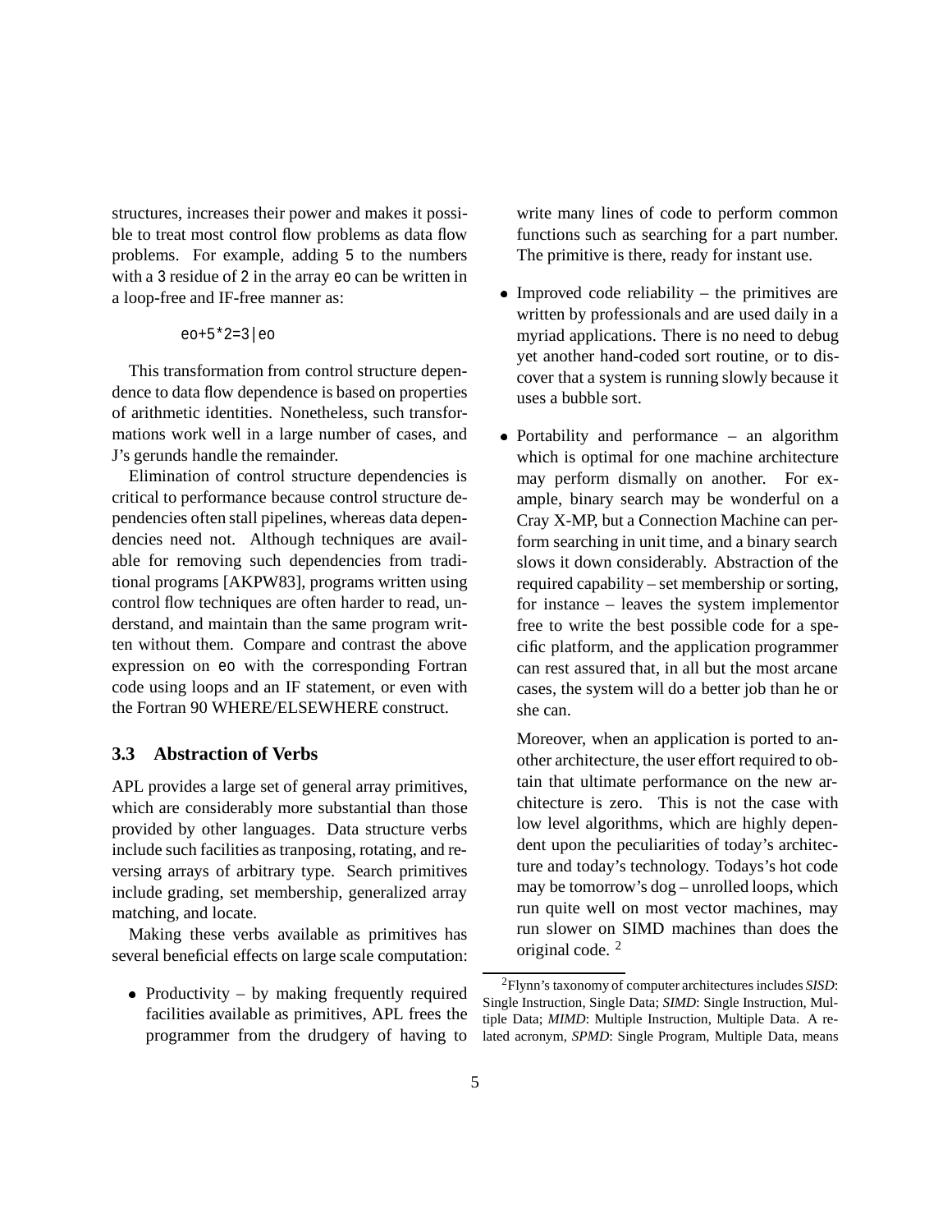structures, increases their power and makes it possible to treat most control flow problems as data flow problems. For example, adding 5 to the numbers with a 3 residue of 2 in the array eo can be written in a loop-free and IF-free manner as:

```
eo+5*2=3|eo
```

This transformation from control structure dependence to data flow dependence is based on properties of arithmetic identities. Nonetheless, such transformations work well in a large number of cases, and J's gerunds handle the remainder.

Elimination of control structure dependencies is critical to performance because control structure dependencies often stall pipelines, whereas data dependencies need not. Although techniques are available for removing such dependencies from traditional programs [AKPW83], programs written using control flow techniques are often harder to read, understand, and maintain than the same program written without them. Compare and contrast the above expression on eo with the corresponding Fortran code using loops and an IF statement, or even with the Fortran 90 WHERE/ELSEWHERE construct.

### 3.3 Abstraction of Verbs

APL provides a large set of general array primitives, which are considerably more substantial than those provided by other languages. Data structure verbs include such facilities as tranposing, rotating, and reversing arrays of arbitrary type. Search primitives include grading, set membership, generalized array matching, and locate.

Making these verbs available as primitives has several beneficial effects on large scale computation:

- Productivity – by making frequently required facilities available as primitives, APL frees the programmer from the drudgery of having to write many lines of code to perform common functions such as searching for a part number. The primitive is there, ready for instant use.

- Improved code reliability – the primitives are written by professionals and are used daily in a myriad applications. There is no need to debug yet another hand-coded sort routine, or to discover that a system is running slowly because it uses a bubble sort.

- Portability and performance – an algorithm which is optimal for one machine architecture may perform dismally on another. For example, binary search may be wonderful on a Cray X-MP, but a Connection Machine can perform searching in unit time, and a binary search slows it down considerably. Abstraction of the required capability – set membership or sorting, for instance – leaves the system implementor free to write the best possible code for a specific platform, and the application programmer can rest assured that, in all but the most arcane cases, the system will do a better job than he or she can.

  Moreover, when an application is ported to another architecture, the user effort required to obtain that ultimate performance on the new architecture is zero. This is not the case with low level algorithms, which are highly dependent upon the peculiarities of today's architecture and today's technology. Todays's hot code may be tomorrow's dog – unrolled loops, which run quite well on most vector machines, may run slower on SIMD machines than does the original code. [2]

[2] Flynn's taxonomy of computer architectures includes *SISD*: Single Instruction, Single Data; *SIMD*: Single Instruction, Multiple Data; *MIMD*: Multiple Instruction, Multiple Data. A related acronym, *SPMD*: Single Program, Multiple Data, means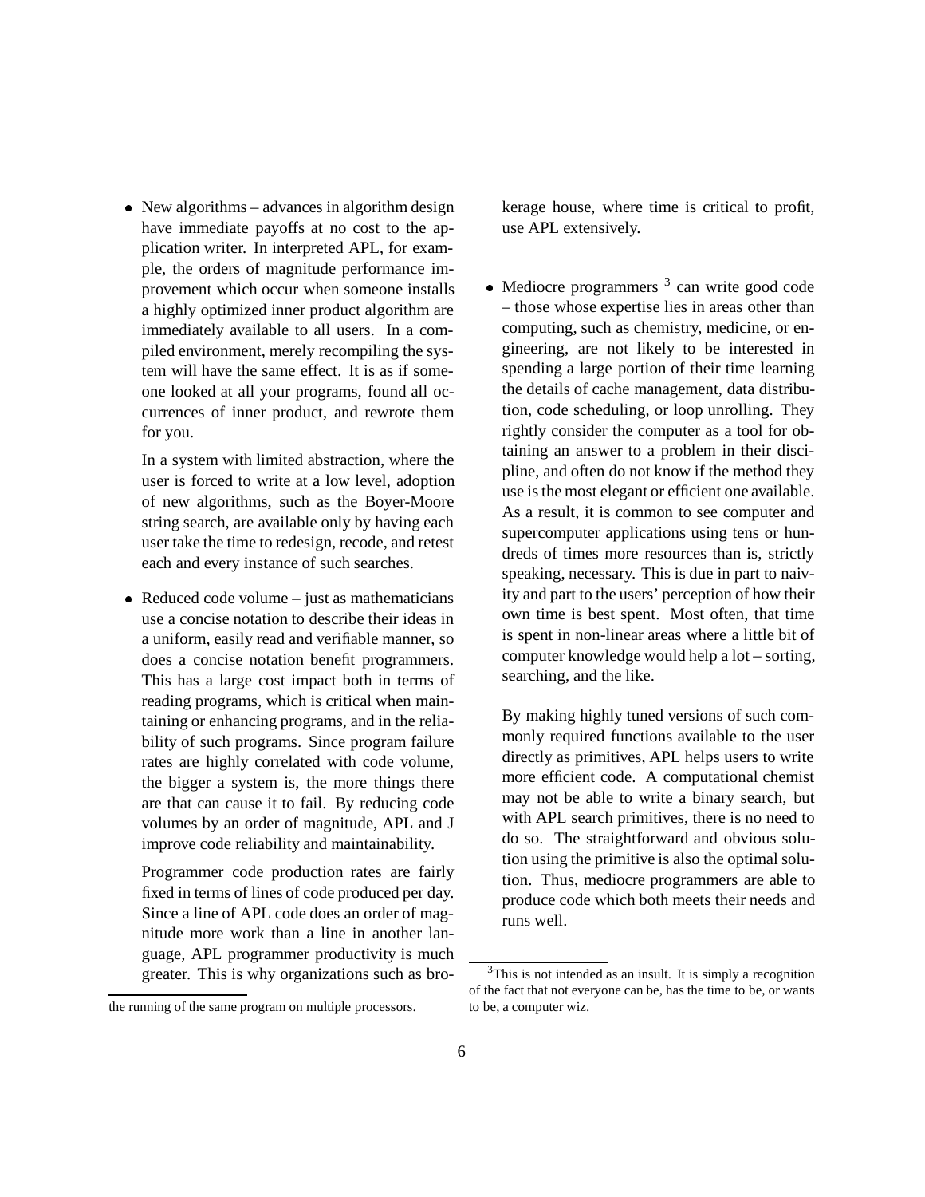- New algorithms – advances in algorithm design have immediate payoffs at no cost to the application writer. In interpreted APL, for example, the orders of magnitude performance improvement which occur when someone installs a highly optimized inner product algorithm are immediately available to all users. In a compiled environment, merely recompiling the system will have the same effect. It is as if someone looked at all your programs, found all occurrences of inner product, and rewrote them for you.

  In a system with limited abstraction, where the user is forced to write at a low level, adoption of new algorithms, such as the Boyer-Moore string search, are available only by having each user take the time to redesign, recode, and retest each and every instance of such searches.

- Reduced code volume – just as mathematicians use a concise notation to describe their ideas in a uniform, easily read and verifiable manner, so does a concise notation benefit programmers. This has a large cost impact both in terms of reading programs, which is critical when maintaining or enhancing programs, and in the reliability of such programs. Since program failure rates are highly correlated with code volume, the bigger a system is, the more things there are that can cause it to fail. By reducing code volumes by an order of magnitude, APL and J improve code reliability and maintainability.

  Programmer code production rates are fairly fixed in terms of lines of code produced per day. Since a line of APL code does an order of magnitude more work than a line in another language, APL programmer productivity is much greater. This is why organizations such as brokerage house, where time is critical to profit, use APL extensively.

- Mediocre programmers [3] can write good code – those whose expertise lies in areas other than computing, such as chemistry, medicine, or engineering, are not likely to be interested in spending a large portion of their time learning the details of cache management, data distribution, code scheduling, or loop unrolling. They rightly consider the computer as a tool for obtaining an answer to a problem in their discipline, and often do not know if the method they use is the most elegant or efficient one available. As a result, it is common to see computer and supercomputer applications using tens or hundreds of times more resources than is, strictly speaking, necessary. This is due in part to naivity and part to the users' perception of how their own time is best spent. Most often, that time is spent in non-linear areas where a little bit of computer knowledge would help a lot – sorting, searching, and the like.

  By making highly tuned versions of such commonly required functions available to the user directly as primitives, APL helps users to write more efficient code. A computational chemist may not be able to write a binary search, but with APL search primitives, there is no need to do so. The straightforward and obvious solution using the primitive is also the optimal solution. Thus, mediocre programmers are able to produce code which both meets their needs and runs well.

---

the running of the same program on multiple processors.

[3] This is not intended as an insult. It is simply a recognition of the fact that not everyone can be, has the time to be, or wants to be, a computer wiz.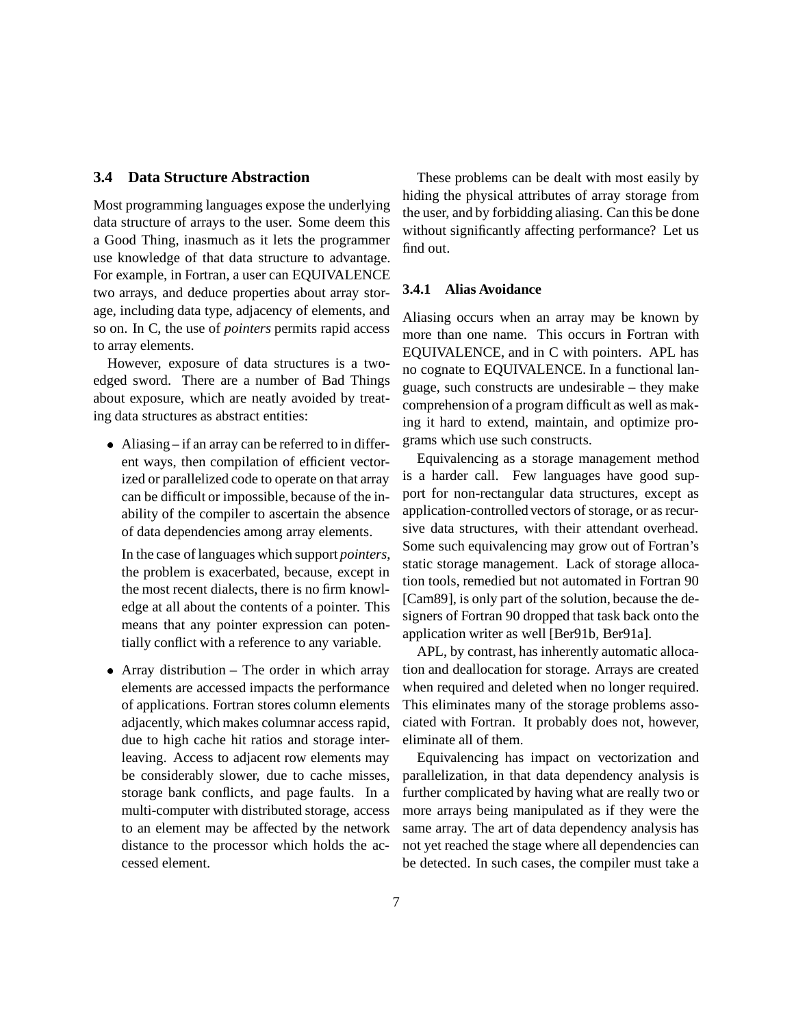## 3.4 Data Structure Abstraction

Most programming languages expose the underlying data structure of arrays to the user. Some deem this a Good Thing, inasmuch as it lets the programmer use knowledge of that data structure to advantage. For example, in Fortran, a user can EQUIVALENCE two arrays, and deduce properties about array storage, including data type, adjacency of elements, and so on. In C, the use of *pointers* permits rapid access to array elements.

However, exposure of data structures is a two-edged sword. There are a number of Bad Things about exposure, which are neatly avoided by treating data structures as abstract entities:

- Aliasing – if an array can be referred to in different ways, then compilation of efficient vectorized or parallelized code to operate on that array can be difficult or impossible, because of the inability of the compiler to ascertain the absence of data dependencies among array elements.

  In the case of languages which support *pointers*, the problem is exacerbated, because, except in the most recent dialects, there is no firm knowledge at all about the contents of a pointer. This means that any pointer expression can potentially conflict with a reference to any variable.

- Array distribution – The order in which array elements are accessed impacts the performance of applications. Fortran stores column elements adjacently, which makes columnar access rapid, due to high cache hit ratios and storage interleaving. Access to adjacent row elements may be considerably slower, due to cache misses, storage bank conflicts, and page faults. In a multi-computer with distributed storage, access to an element may be affected by the network distance to the processor which holds the accessed element.

These problems can be dealt with most easily by hiding the physical attributes of array storage from the user, and by forbidding aliasing. Can this be done without significantly affecting performance? Let us find out.

### 3.4.1 Alias Avoidance

Aliasing occurs when an array may be known by more than one name. This occurs in Fortran with EQUIVALENCE, and in C with pointers. APL has no cognate to EQUIVALENCE. In a functional language, such constructs are undesirable – they make comprehension of a program difficult as well as making it hard to extend, maintain, and optimize programs which use such constructs.

Equivalencing as a storage management method is a harder call. Few languages have good support for non-rectangular data structures, except as application-controlled vectors of storage, or as recursive data structures, with their attendant overhead. Some such equivalencing may grow out of Fortran's static storage management. Lack of storage allocation tools, remedied but not automated in Fortran 90 [Cam89], is only part of the solution, because the designers of Fortran 90 dropped that task back onto the application writer as well [Ber91b, Ber91a].

APL, by contrast, has inherently automatic allocation and deallocation for storage. Arrays are created when required and deleted when no longer required. This eliminates many of the storage problems associated with Fortran. It probably does not, however, eliminate all of them.

Equivalencing has impact on vectorization and parallelization, in that data dependency analysis is further complicated by having what are really two or more arrays being manipulated as if they were the same array. The art of data dependency analysis has not yet reached the stage where all dependencies can be detected. In such cases, the compiler must take a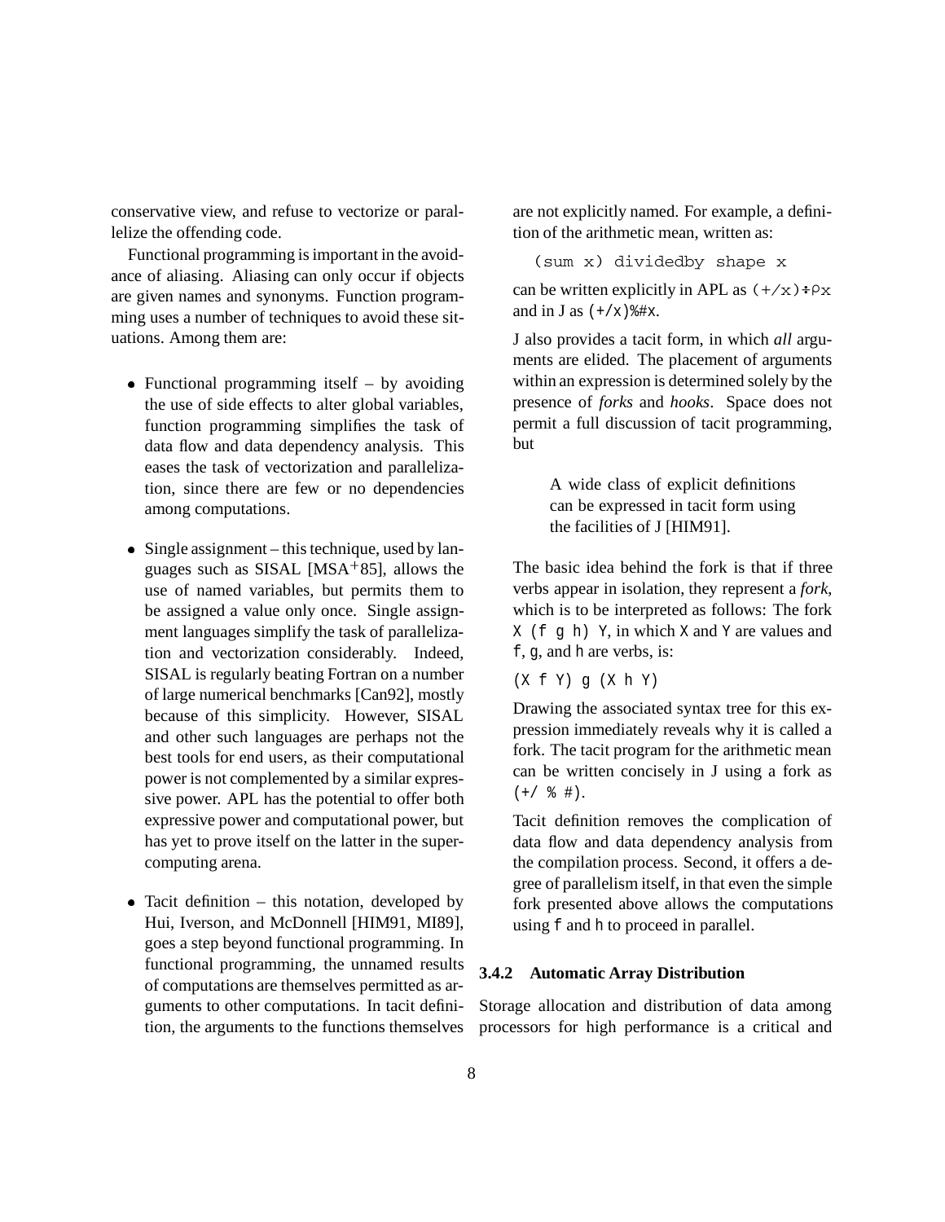conservative view, and refuse to vectorize or parallelize the offending code.

Functional programming is important in the avoidance of aliasing. Aliasing can only occur if objects are given names and synonyms. Function programming uses a number of techniques to avoid these situations. Among them are:

- Functional programming itself – by avoiding the use of side effects to alter global variables, function programming simplifies the task of data flow and data dependency analysis. This eases the task of vectorization and parallelization, since there are few or no dependencies among computations.

- Single assignment – this technique, used by languages such as SISAL [MSA+85], allows the use of named variables, but permits them to be assigned a value only once. Single assignment languages simplify the task of parallelization and vectorization considerably. Indeed, SISAL is regularly beating Fortran on a number of large numerical benchmarks [Can92], mostly because of this simplicity. However, SISAL and other such languages are perhaps not the best tools for end users, as their computational power is not complemented by a similar expressive power. APL has the potential to offer both expressive power and computational power, but has yet to prove itself on the latter in the supercomputing arena.

- Tacit definition – this notation, developed by Hui, Iverson, and McDonnell [HIM91, MI89], goes a step beyond functional programming. In functional programming, the unnamed results of computations are themselves permitted as arguments to other computations. In tacit definition, the arguments to the functions themselves are not explicitly named. For example, a definition of the arithmetic mean, written as:

```
(sum x) dividedby shape x
```

can be written explicitly in APL as `(+/x)÷⍴x` and in J as `(+/x)%#x`.

J also provides a tacit form, in which *all* arguments are elided. The placement of arguments within an expression is determined solely by the presence of *forks* and *hooks*. Space does not permit a full discussion of tacit programming, but

> A wide class of explicit definitions can be expressed in tacit form using the facilities of J [HIM91].

The basic idea behind the fork is that if three verbs appear in isolation, they represent a *fork*, which is to be interpreted as follows: The fork `X (f g h) Y`, in which `X` and `Y` are values and `f`, `g`, and `h` are verbs, is:

```
(X f Y) g (X h Y)
```

Drawing the associated syntax tree for this expression immediately reveals why it is called a fork. The tacit program for the arithmetic mean can be written concisely in J using a fork as `(+/ % #)`.

Tacit definition removes the complication of data flow and data dependency analysis from the compilation process. Second, it offers a degree of parallelism itself, in that even the simple fork presented above allows the computations using `f` and `h` to proceed in parallel.

### 3.4.2 Automatic Array Distribution

Storage allocation and distribution of data among processors for high performance is a critical and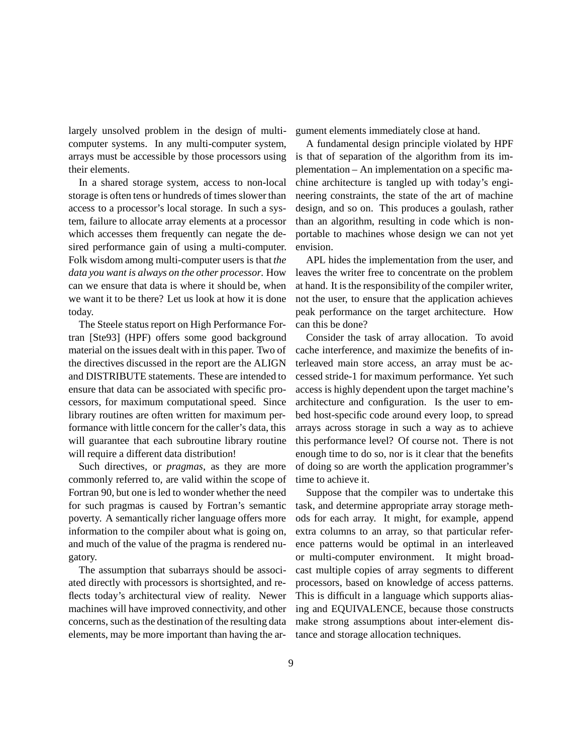largely unsolved problem in the design of multi-computer systems. In any multi-computer system, arrays must be accessible by those processors using their elements.

In a shared storage system, access to non-local storage is often tens or hundreds of times slower than access to a processor's local storage. In such a system, failure to allocate array elements at a processor which accesses them frequently can negate the desired performance gain of using a multi-computer. Folk wisdom among multi-computer users is that *the data you want is always on the other processor*. How can we ensure that data is where it should be, when we want it to be there? Let us look at how it is done today.

The Steele status report on High Performance Fortran [Ste93] (HPF) offers some good background material on the issues dealt with in this paper. Two of the directives discussed in the report are the ALIGN and DISTRIBUTE statements. These are intended to ensure that data can be associated with specific processors, for maximum computational speed. Since library routines are often written for maximum performance with little concern for the caller's data, this will guarantee that each subroutine library routine will require a different data distribution!

Such directives, or *pragmas*, as they are more commonly referred to, are valid within the scope of Fortran 90, but one is led to wonder whether the need for such pragmas is caused by Fortran's semantic poverty. A semantically richer language offers more information to the compiler about what is going on, and much of the value of the pragma is rendered nugatory.

The assumption that subarrays should be associated directly with processors is shortsighted, and reflects today's architectural view of reality. Newer machines will have improved connectivity, and other concerns, such as the destination of the resulting data elements, may be more important than having the argument elements immediately close at hand.

A fundamental design principle violated by HPF is that of separation of the algorithm from its implementation – An implementation on a specific machine architecture is tangled up with today's engineering constraints, the state of the art of machine design, and so on. This produces a goulash, rather than an algorithm, resulting in code which is non-portable to machines whose design we can not yet envision.

APL hides the implementation from the user, and leaves the writer free to concentrate on the problem at hand. It is the responsibility of the compiler writer, not the user, to ensure that the application achieves peak performance on the target architecture. How can this be done?

Consider the task of array allocation. To avoid cache interference, and maximize the benefits of interleaved main store access, an array must be accessed stride-1 for maximum performance. Yet such access is highly dependent upon the target machine's architecture and configuration. Is the user to embed host-specific code around every loop, to spread arrays across storage in such a way as to achieve this performance level? Of course not. There is not enough time to do so, nor is it clear that the benefits of doing so are worth the application programmer's time to achieve it.

Suppose that the compiler was to undertake this task, and determine appropriate array storage methods for each array. It might, for example, append extra columns to an array, so that particular reference patterns would be optimal in an interleaved or multi-computer environment. It might broadcast multiple copies of array segments to different processors, based on knowledge of access patterns. This is difficult in a language which supports aliasing and EQUIVALENCE, because those constructs make strong assumptions about inter-element distance and storage allocation techniques.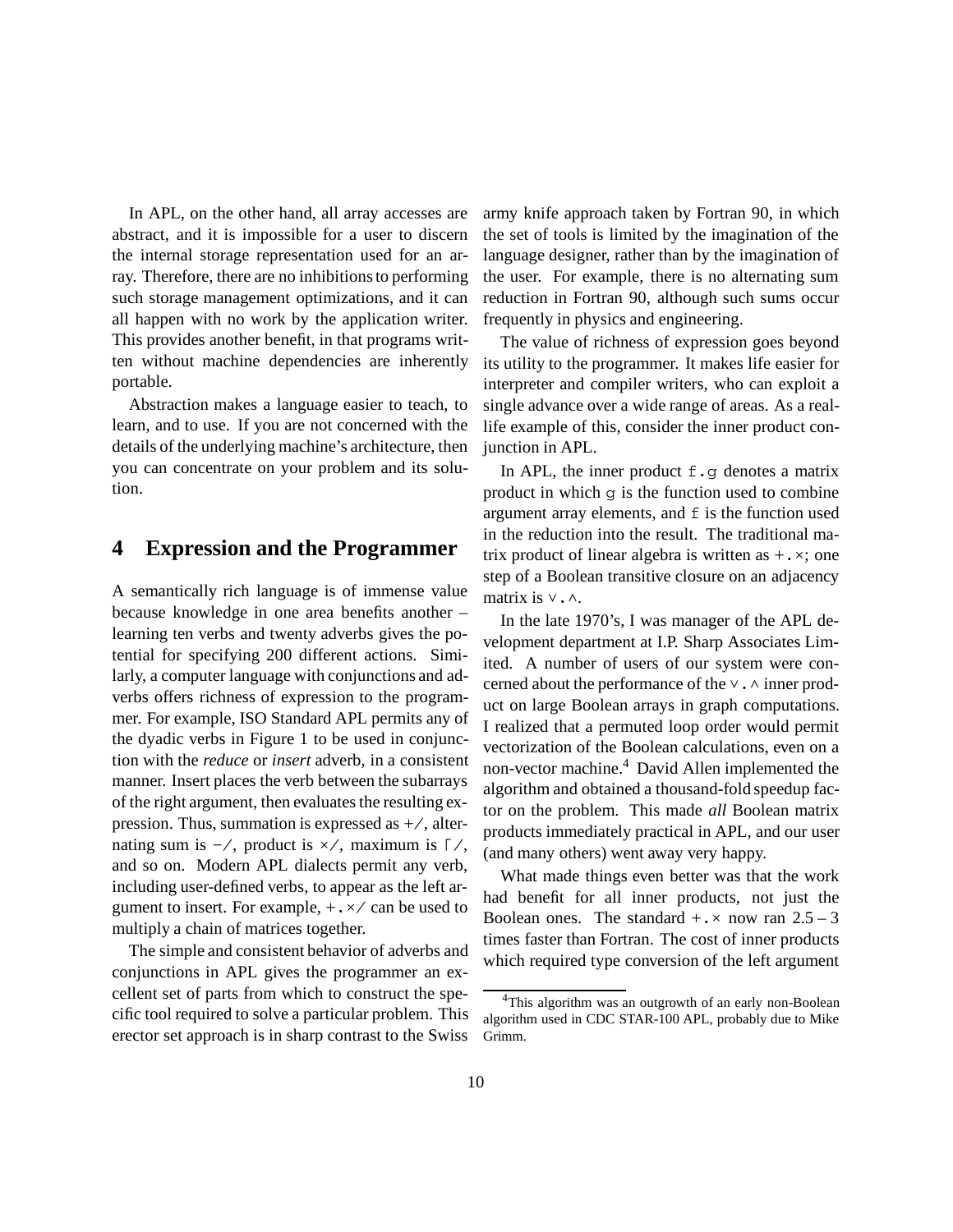In APL, on the other hand, all array accesses are abstract, and it is impossible for a user to discern the internal storage representation used for an array. Therefore, there are no inhibitions to performing such storage management optimizations, and it can all happen with no work by the application writer. This provides another benefit, in that programs written without machine dependencies are inherently portable.

Abstraction makes a language easier to teach, to learn, and to use. If you are not concerned with the details of the underlying machine's architecture, then you can concentrate on your problem and its solution.

## 4 Expression and the Programmer

A semantically rich language is of immense value because knowledge in one area benefits another – learning ten verbs and twenty adverbs gives the potential for specifying 200 different actions. Similarly, a computer language with conjunctions and adverbs offers richness of expression to the programmer. For example, ISO Standard APL permits any of the dyadic verbs in Figure 1 to be used in conjunction with the *reduce* or *insert* adverb, in a consistent manner. Insert places the verb between the subarrays of the right argument, then evaluates the resulting expression. Thus, summation is expressed as `+/`, alternating sum is `-/`, product is `×/`, maximum is `⌈/`, and so on. Modern APL dialects permit any verb, including user-defined verbs, to appear as the left argument to insert. For example, `+.×/` can be used to multiply a chain of matrices together.

The simple and consistent behavior of adverbs and conjunctions in APL gives the programmer an excellent set of parts from which to construct the specific tool required to solve a particular problem. This erector set approach is in sharp contrast to the Swiss army knife approach taken by Fortran 90, in which the set of tools is limited by the imagination of the language designer, rather than by the imagination of the user. For example, there is no alternating sum reduction in Fortran 90, although such sums occur frequently in physics and engineering.

The value of richness of expression goes beyond its utility to the programmer. It makes life easier for interpreter and compiler writers, who can exploit a single advance over a wide range of areas. As a real-life example of this, consider the inner product conjunction in APL.

In APL, the inner product `f.g` denotes a matrix product in which `g` is the function used to combine argument array elements, and `f` is the function used in the reduction into the result. The traditional matrix product of linear algebra is written as `+.×`; one step of a Boolean transitive closure on an adjacency matrix is `∨.∧`.

In the late 1970's, I was manager of the APL development department at I.P. Sharp Associates Limited. A number of users of our system were concerned about the performance of the `∨.∧` inner product on large Boolean arrays in graph computations. I realized that a permuted loop order would permit vectorization of the Boolean calculations, even on a non-vector machine.[4] David Allen implemented the algorithm and obtained a thousand-fold speedup factor on the problem. This made *all* Boolean matrix products immediately practical in APL, and our user (and many others) went away very happy.

What made things even better was that the work had benefit for all inner products, not just the Boolean ones. The standard `+.×` now ran 2.5 – 3 times faster than Fortran. The cost of inner products which required type conversion of the left argument

[4] This algorithm was an outgrowth of an early non-Boolean algorithm used in CDC STAR-100 APL, probably due to Mike Grimm.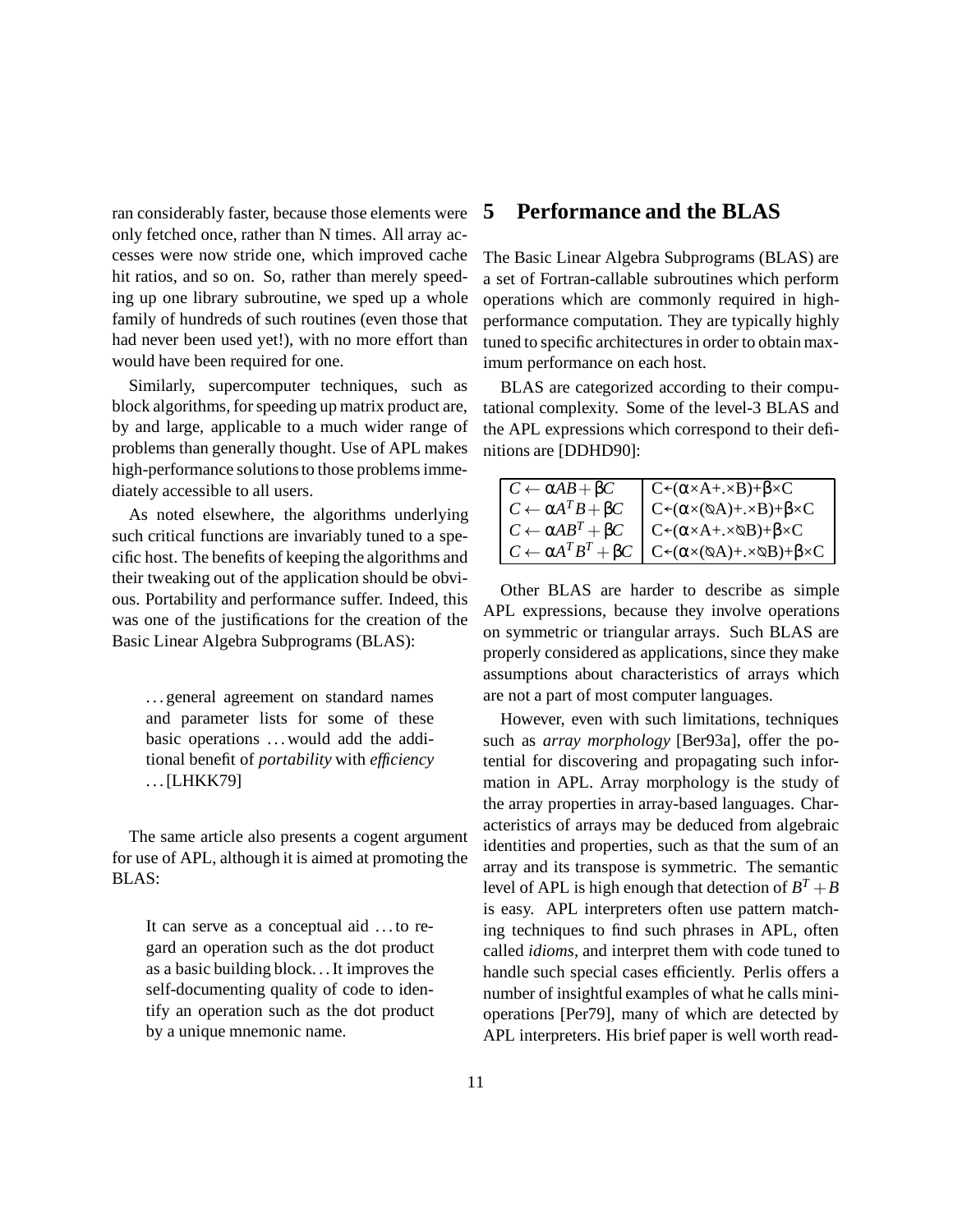ran considerably faster, because those elements were only fetched once, rather than N times. All array accesses were now stride one, which improved cache hit ratios, and so on. So, rather than merely speeding up one library subroutine, we sped up a whole family of hundreds of such routines (even those that had never been used yet!), with no more effort than would have been required for one.

Similarly, supercomputer techniques, such as block algorithms, for speeding up matrix product are, by and large, applicable to a much wider range of problems than generally thought. Use of APL makes high-performance solutions to those problems immediately accessible to all users.

As noted elsewhere, the algorithms underlying such critical functions are invariably tuned to a specific host. The benefits of keeping the algorithms and their tweaking out of the application should be obvious. Portability and performance suffer. Indeed, this was one of the justifications for the creation of the Basic Linear Algebra Subprograms (BLAS):

> ...general agreement on standard names and parameter lists for some of these basic operations ...would add the additional benefit of *portability* with *efficiency* ...[LHKK79]

The same article also presents a cogent argument for use of APL, although it is aimed at promoting the BLAS:

> It can serve as a conceptual aid ...to regard an operation such as the dot product as a basic building block...It improves the self-documenting quality of code to identify an operation such as the dot product by a unique mnemonic name.

# 5 Performance and the BLAS

The Basic Linear Algebra Subprograms (BLAS) are a set of Fortran-callable subroutines which perform operations which are commonly required in high-performance computation. They are typically highly tuned to specific architectures in order to obtain maximum performance on each host.

BLAS are categorized according to their computational complexity. Some of the level-3 BLAS and the APL expressions which correspond to their definitions are [DDHD90]:

| | |
|---|---|
| $C \leftarrow \alpha AB + \beta C$ | C←(α×A+.×B)+β×C |
| $C \leftarrow \alpha A^T B + \beta C$ | C←(α×(⍉A)+.×B)+β×C |
| $C \leftarrow \alpha AB^T + \beta C$ | C←(α×A+.×⍉B)+β×C |
| $C \leftarrow \alpha A^T B^T + \beta C$ | C←(α×(⍉A)+.×⍉B)+β×C |

Other BLAS are harder to describe as simple APL expressions, because they involve operations on symmetric or triangular arrays. Such BLAS are properly considered as applications, since they make assumptions about characteristics of arrays which are not a part of most computer languages.

However, even with such limitations, techniques such as *array morphology* [Ber93a], offer the potential for discovering and propagating such information in APL. Array morphology is the study of the array properties in array-based languages. Characteristics of arrays may be deduced from algebraic identities and properties, such as that the sum of an array and its transpose is symmetric. The semantic level of APL is high enough that detection of $B^T + B$ is easy. APL interpreters often use pattern matching techniques to find such phrases in APL, often called *idioms*, and interpret them with code tuned to handle such special cases efficiently. Perlis offers a number of insightful examples of what he calls mini-operations [Per79], many of which are detected by APL interpreters. His brief paper is well worth read-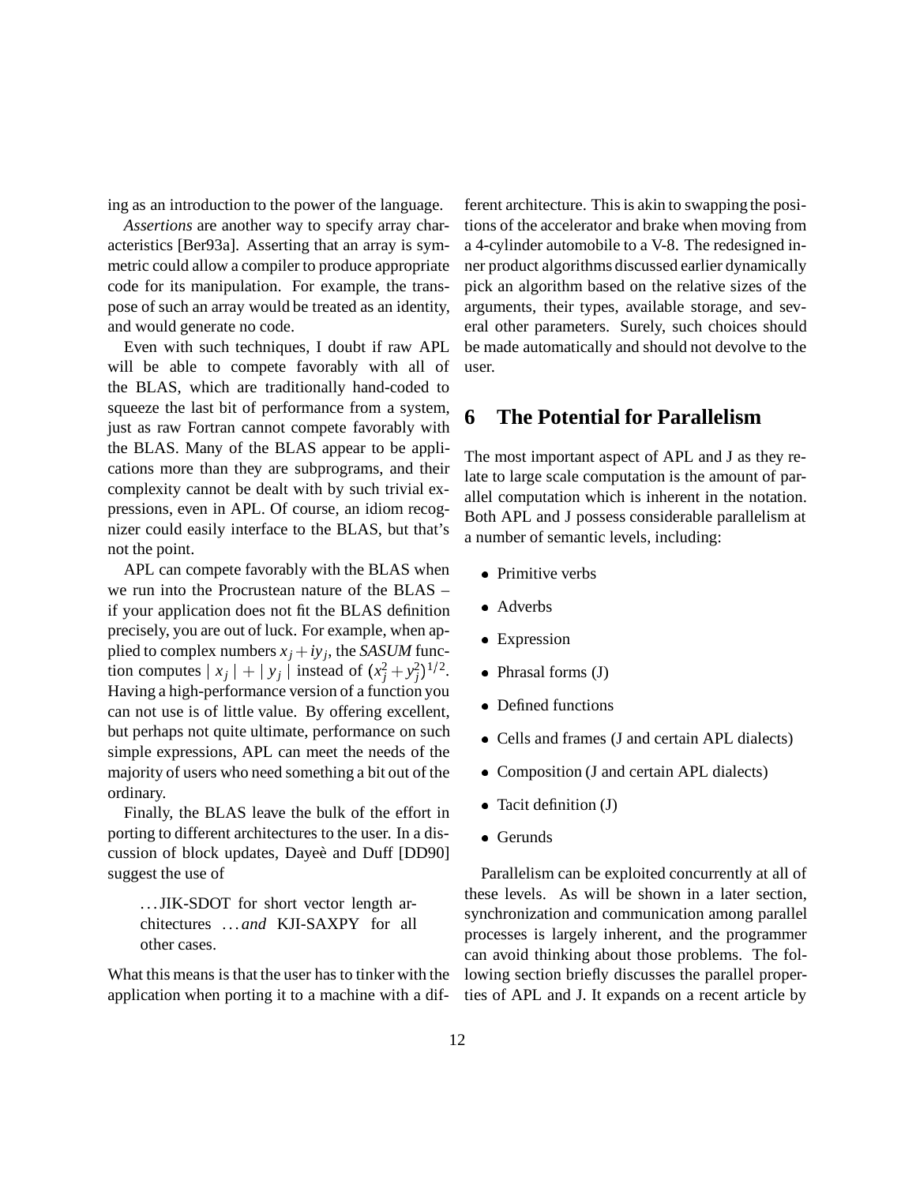ing as an introduction to the power of the language.

*Assertions* are another way to specify array characteristics [Ber93a]. Asserting that an array is symmetric could allow a compiler to produce appropriate code for its manipulation. For example, the transpose of such an array would be treated as an identity, and would generate no code.

Even with such techniques, I doubt if raw APL will be able to compete favorably with all of the BLAS, which are traditionally hand-coded to squeeze the last bit of performance from a system, just as raw Fortran cannot compete favorably with the BLAS. Many of the BLAS appear to be applications more than they are subprograms, and their complexity cannot be dealt with by such trivial expressions, even in APL. Of course, an idiom recognizer could easily interface to the BLAS, but that's not the point.

APL can compete favorably with the BLAS when we run into the Procrustean nature of the BLAS – if your application does not fit the BLAS definition precisely, you are out of luck. For example, when applied to complex numbers $x_j + iy_j$, the *SASUM* function computes $\mid x_j \mid + \mid y_j \mid$ instead of $(x_j^2 + y_j^2)^{1/2}$. Having a high-performance version of a function you can not use is of little value. By offering excellent, but perhaps not quite ultimate, performance on such simple expressions, APL can meet the needs of the majority of users who need something a bit out of the ordinary.

Finally, the BLAS leave the bulk of the effort in porting to different architectures to the user. In a discussion of block updates, Dayeè and Duff [DD90] suggest the use of

> ...JIK-SDOT for short vector length architectures ...*and* KJI-SAXPY for all other cases.

What this means is that the user has to tinker with the application when porting it to a machine with a different architecture. This is akin to swapping the positions of the accelerator and brake when moving from a 4-cylinder automobile to a V-8. The redesigned inner product algorithms discussed earlier dynamically pick an algorithm based on the relative sizes of the arguments, their types, available storage, and several other parameters. Surely, such choices should be made automatically and should not devolve to the user.

# 6 The Potential for Parallelism

The most important aspect of APL and J as they relate to large scale computation is the amount of parallel computation which is inherent in the notation. Both APL and J possess considerable parallelism at a number of semantic levels, including:

- Primitive verbs
- Adverbs
- Expression
- Phrasal forms (J)
- Defined functions
- Cells and frames (J and certain APL dialects)
- Composition (J and certain APL dialects)
- Tacit definition (J)
- Gerunds

Parallelism can be exploited concurrently at all of these levels. As will be shown in a later section, synchronization and communication among parallel processes is largely inherent, and the programmer can avoid thinking about those problems. The following section briefly discusses the parallel properties of APL and J. It expands on a recent article by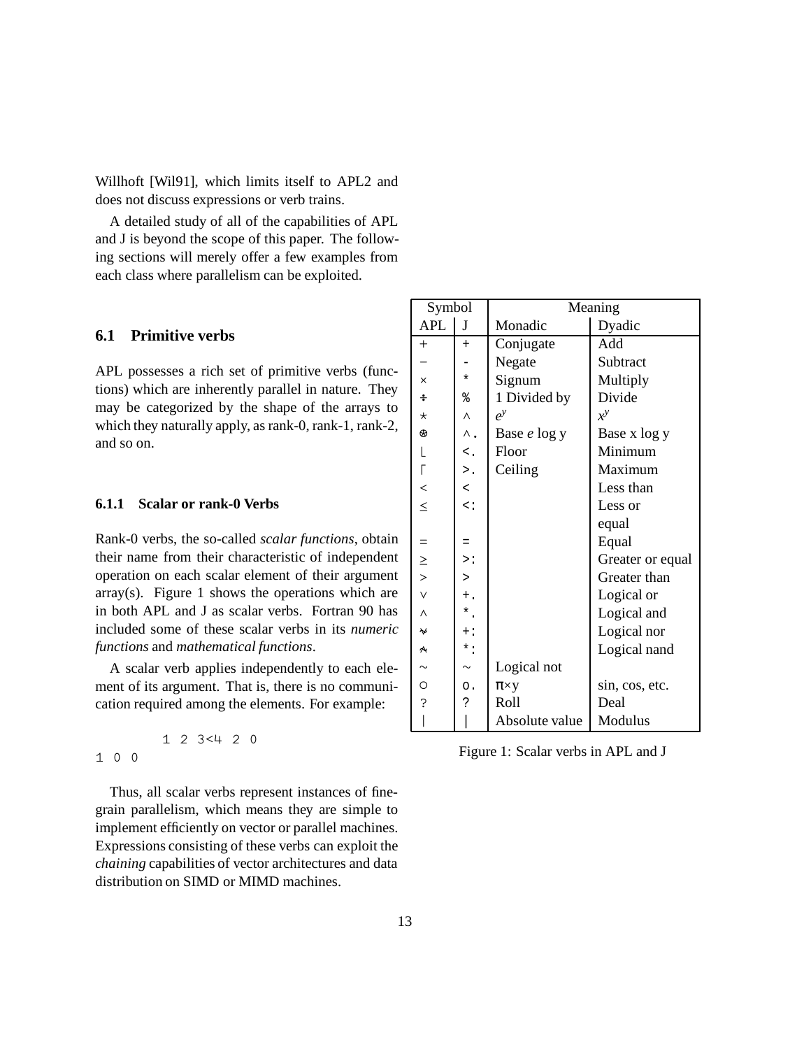Willhoft [Wil91], which limits itself to APL2 and does not discuss expressions or verb trains.

A detailed study of all of the capabilities of APL and J is beyond the scope of this paper. The following sections will merely offer a few examples from each class where parallelism can be exploited.

## 6.1 Primitive verbs

APL possesses a rich set of primitive verbs (functions) which are inherently parallel in nature. They may be categorized by the shape of the arrays to which they naturally apply, as rank-0, rank-1, rank-2, and so on.

### 6.1.1 Scalar or rank-0 Verbs

Rank-0 verbs, the so-called *scalar functions*, obtain their name from their characteristic of independent operation on each scalar element of their argument array(s). Figure 1 shows the operations which are in both APL and J as scalar verbs. Fortran 90 has included some of these scalar verbs in its *numeric functions* and *mathematical functions*.

A scalar verb applies independently to each element of its argument. That is, there is no communication required among the elements. For example:

```
        1 2 3<4 2 0
1 0 0
```

Thus, all scalar verbs represent instances of fine-grain parallelism, which means they are simple to implement efficiently on vector or parallel machines. Expressions consisting of these verbs can exploit the *chaining* capabilities of vector architectures and data distribution on SIMD or MIMD machines.

| Symbol | | Meaning | |
|---|---|---|---|
| APL | J | Monadic | Dyadic |
| + | + | Conjugate | Add |
| − | - | Negate | Subtract |
| × | * | Signum | Multiply |
| ÷ | % | 1 Divided by | Divide |
| ⋆ | ^ | $e^y$ | $x^y$ |
| ⍟ | ^. | Base *e* log y | Base x log y |
| ⌊ | <. | Floor | Minimum |
| ⌈ | >. | Ceiling | Maximum |
| < | < | | Less than |
| ≤ | <: | | Less or equal |
| = | = | | Equal |
| ≥ | >: | | Greater or equal |
| > | > | | Greater than |
| ∨ | +. | | Logical or |
| ∧ | *. | | Logical and |
| ⍱ | +: | | Logical nor |
| ⍲ | *: | | Logical nand |
| ∼ | ∼ | Logical not | |
| ○ | o. | π×y | sin, cos, etc. |
| ? | ? | Roll | Deal |
| \| | \| | Absolute value | Modulus |

Figure 1: Scalar verbs in APL and J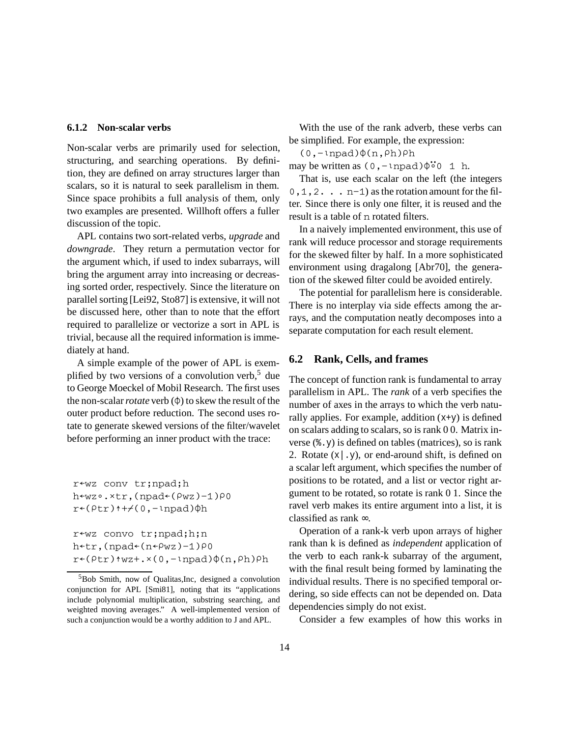### 6.1.2 Non-scalar verbs

Non-scalar verbs are primarily used for selection, structuring, and searching operations. By definition, they are defined on array structures larger than scalars, so it is natural to seek parallelism in them. Since space prohibits a full analysis of them, only two examples are presented. Willhoft offers a fuller discussion of the topic.

APL contains two sort-related verbs, *upgrade* and *downgrade*. They return a permutation vector for the argument which, if used to index subarrays, will bring the argument array into increasing or decreasing sorted order, respectively. Since the literature on parallel sorting [Lei92, Sto87] is extensive, it will not be discussed here, other than to note that the effort required to parallelize or vectorize a sort in APL is trivial, because all the required information is immediately at hand.

A simple example of the power of APL is exemplified by two versions of a convolution verb,[5] due to George Moeckel of Mobil Research. The first uses the non-scalar *rotate* verb (⌽) to skew the result of the outer product before reduction. The second uses rotate to generate skewed versions of the filter/wavelet before performing an inner product with the trace:

```
r←wz conv tr;npad;h
h←wz∘.×tr,(npad←(⍴wz)-1)⍴0
r←(⍴tr)↑+⌿(0,-⍳npad)⌽h

r←wz convo tr;npad;h;n
h←tr,(npad←(n←⍴wz)-1)⍴0
r←(⍴tr)↑wz+.×(0,-⍳npad)⌽(n,⍴h)⍴h
```

[5] Bob Smith, now of Qualitas,Inc, designed a convolution conjunction for APL [Smi81], noting that its "applications include polynomial multiplication, substring searching, and weighted moving averages." A well-implemented version of such a conjunction would be a worthy addition to J and APL.

With the use of the rank adverb, these verbs can be simplified. For example, the expression:

`(0,-⍳npad)⌽(n,⍴h)⍴h`

may be written as `(0,-⍳npad)⌽⍤0 1 h`.

That is, use each scalar on the left (the integers `0,1,2. . . n-1`) as the rotation amount for the filter. Since there is only one filter, it is reused and the result is a table of `n` rotated filters.

In a naively implemented environment, this use of rank will reduce processor and storage requirements for the skewed filter by half. In a more sophisticated environment using dragalong [Abr70], the generation of the skewed filter could be avoided entirely.

The potential for parallelism here is considerable. There is no interplay via side effects among the arrays, and the computation neatly decomposes into a separate computation for each result element.

## 6.2 Rank, Cells, and frames

The concept of function rank is fundamental to array parallelism in APL. The *rank* of a verb specifies the number of axes in the arrays to which the verb naturally applies. For example, addition (x+y) is defined on scalars adding to scalars, so is rank 0 0. Matrix inverse (%.y) is defined on tables (matrices), so is rank 2. Rotate (x|.y), or end-around shift, is defined on a scalar left argument, which specifies the number of positions to be rotated, and a list or vector right argument to be rotated, so rotate is rank 0 1. Since the ravel verb makes its entire argument into a list, it is classified as rank ∞.

Operation of a rank-k verb upon arrays of higher rank than k is defined as *independent* application of the verb to each rank-k subarray of the argument, with the final result being formed by laminating the individual results. There is no specified temporal ordering, so side effects can not be depended on. Data dependencies simply do not exist.

Consider a few examples of how this works in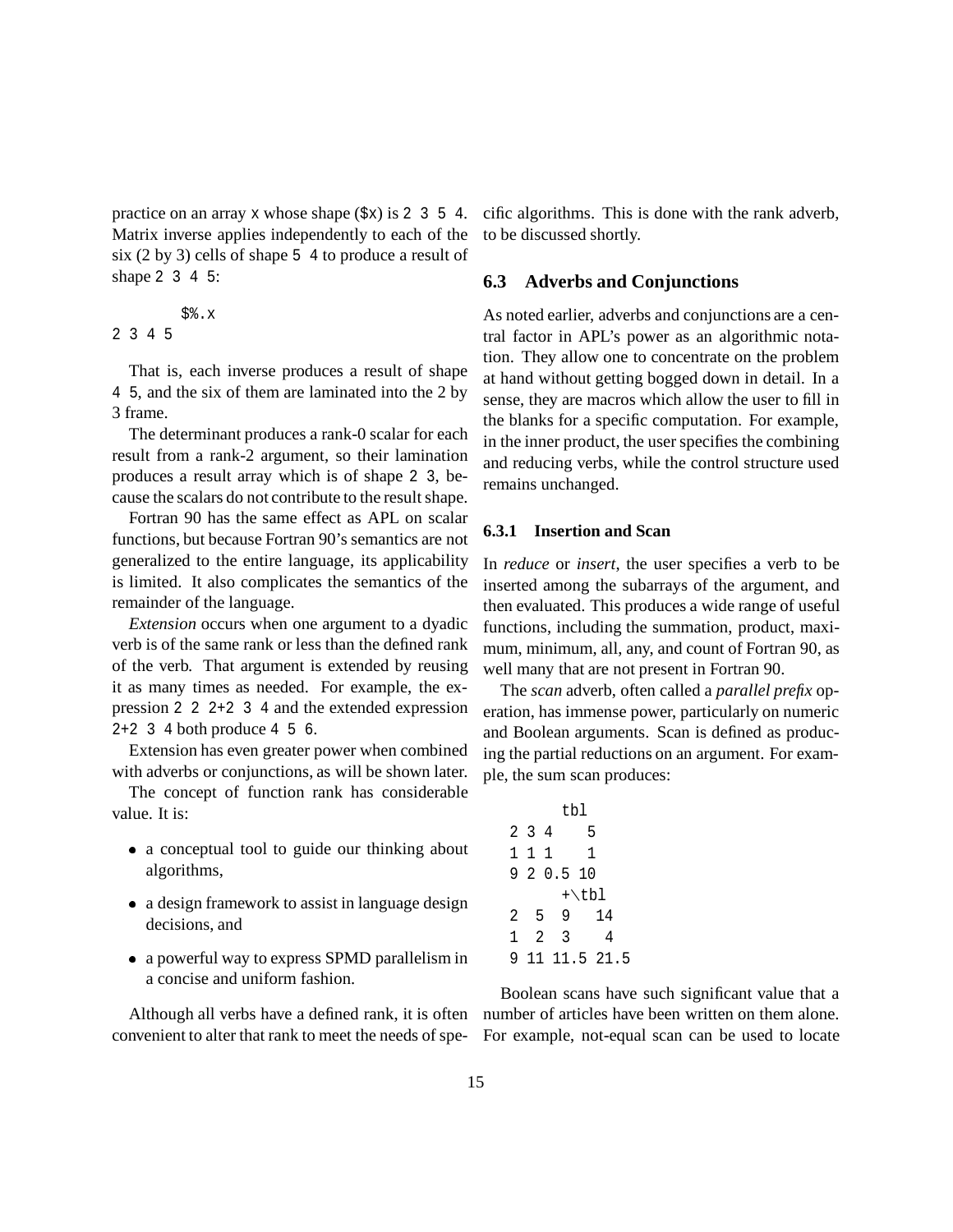practice on an array `x` whose shape (`$x`) is `2 3 5 4`. Matrix inverse applies independently to each of the six (2 by 3) cells of shape `5 4` to produce a result of shape `2 3 4 5`:

```
      $%.x
2 3 4 5
```

That is, each inverse produces a result of shape `4 5`, and the six of them are laminated into the 2 by 3 frame.

The determinant produces a rank-0 scalar for each result from a rank-2 argument, so their lamination produces a result array which is of shape `2 3`, because the scalars do not contribute to the result shape.

Fortran 90 has the same effect as APL on scalar functions, but because Fortran 90's semantics are not generalized to the entire language, its applicability is limited. It also complicates the semantics of the remainder of the language.

*Extension* occurs when one argument to a dyadic verb is of the same rank or less than the defined rank of the verb. That argument is extended by reusing it as many times as needed. For example, the expression `2 2 2+2 3 4` and the extended expression `2+2 3 4` both produce `4 5 6`.

Extension has even greater power when combined with adverbs or conjunctions, as will be shown later.

The concept of function rank has considerable value. It is:

- a conceptual tool to guide our thinking about algorithms,
- a design framework to assist in language design decisions, and
- a powerful way to express SPMD parallelism in a concise and uniform fashion.

Although all verbs have a defined rank, it is often convenient to alter that rank to meet the needs of specific algorithms. This is done with the rank adverb, to be discussed shortly.

## 6.3 Adverbs and Conjunctions

As noted earlier, adverbs and conjunctions are a central factor in APL's power as an algorithmic notation. They allow one to concentrate on the problem at hand without getting bogged down in detail. In a sense, they are macros which allow the user to fill in the blanks for a specific computation. For example, in the inner product, the user specifies the combining and reducing verbs, while the control structure used remains unchanged.

### 6.3.1 Insertion and Scan

In *reduce* or *insert*, the user specifies a verb to be inserted among the subarrays of the argument, and then evaluated. This produces a wide range of useful functions, including the summation, product, maximum, minimum, all, any, and count of Fortran 90, as well many that are not present in Fortran 90.

The *scan* adverb, often called a *parallel prefix* operation, has immense power, particularly on numeric and Boolean arguments. Scan is defined as producing the partial reductions on an argument. For example, the sum scan produces:

```
      tbl
2 3 4    5
1 1 1    1
9 2 0.5 10
      +\tbl
2  5  9   14
1  2  3    4
9 11 11.5 21.5
```

Boolean scans have such significant value that a number of articles have been written on them alone. For example, not-equal scan can be used to locate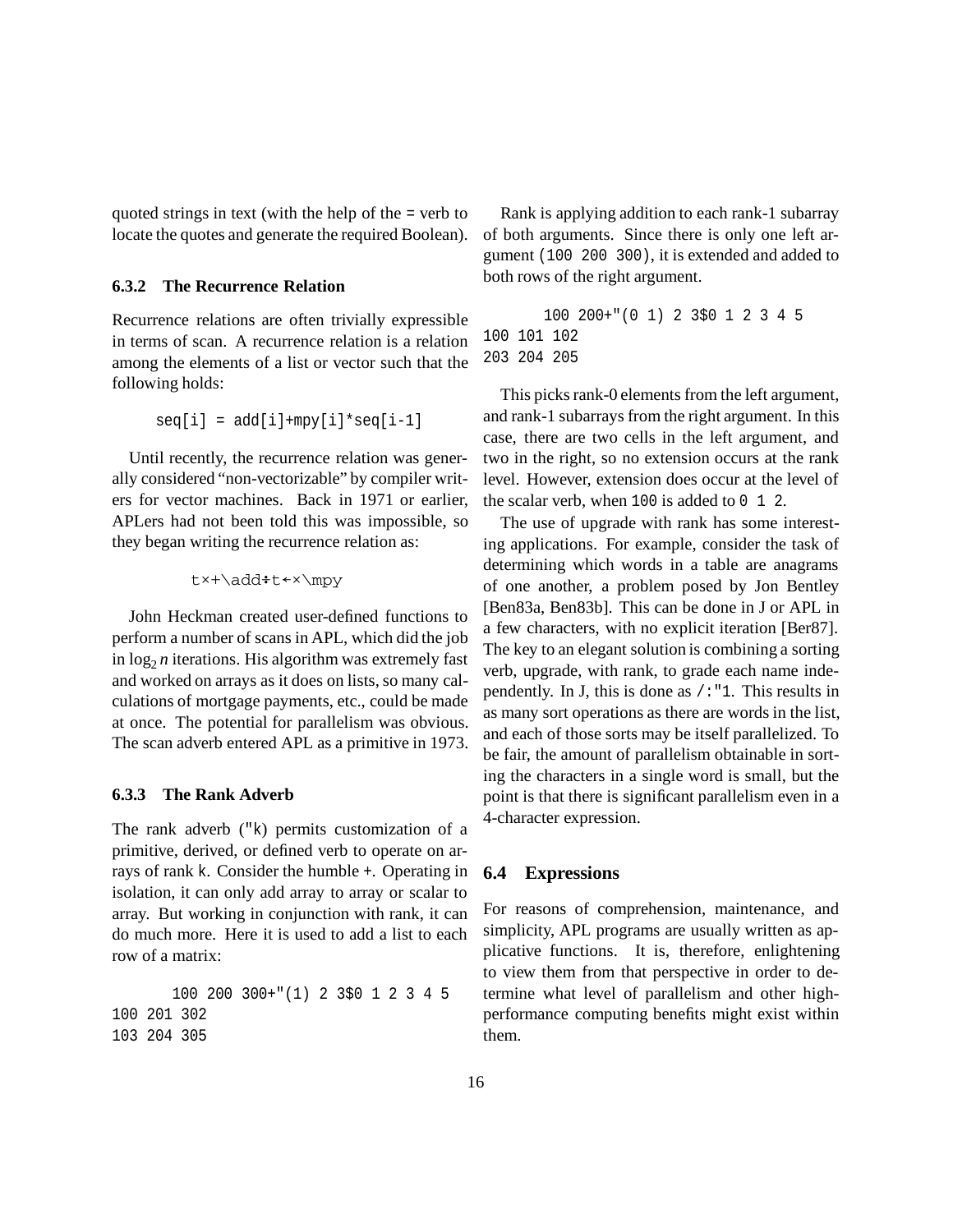quoted strings in text (with the help of the = verb to locate the quotes and generate the required Boolean).

### 6.3.2 The Recurrence Relation

Recurrence relations are often trivially expressible in terms of scan. A recurrence relation is a relation among the elements of a list or vector such that the following holds:

```
seq[i] = add[i]+mpy[i]*seq[i-1]
```

Until recently, the recurrence relation was generally considered "non-vectorizable" by compiler writers for vector machines. Back in 1971 or earlier, APLers had not been told this was impossible, so they began writing the recurrence relation as:

```
t×+\add÷t←×\mpy
```

John Heckman created user-defined functions to perform a number of scans in APL, which did the job in $\log_2 n$ iterations. His algorithm was extremely fast and worked on arrays as it does on lists, so many calculations of mortgage payments, etc., could be made at once. The potential for parallelism was obvious. The scan adverb entered APL as a primitive in 1973.

### 6.3.3 The Rank Adverb

The rank adverb (`"k`) permits customization of a primitive, derived, or defined verb to operate on arrays of rank `k`. Consider the humble `+`. Operating in isolation, it can only add array to array or scalar to array. But working in conjunction with rank, it can do much more. Here it is used to add a list to each row of a matrix:

```
      100 200 300+"(1) 2 3$0 1 2 3 4 5
100 201 302
103 204 305
```

Rank is applying addition to each rank-1 subarray of both arguments. Since there is only one left argument (`100 200 300`), it is extended and added to both rows of the right argument.

```
      100 200+"(0 1) 2 3$0 1 2 3 4 5
100 101 102
203 204 205
```

This picks rank-0 elements from the left argument, and rank-1 subarrays from the right argument. In this case, there are two cells in the left argument, and two in the right, so no extension occurs at the rank level. However, extension does occur at the level of the scalar verb, when `100` is added to `0 1 2`.

The use of upgrade with rank has some interesting applications. For example, consider the task of determining which words in a table are anagrams of one another, a problem posed by Jon Bentley [Ben83a, Ben83b]. This can be done in J or APL in a few characters, with no explicit iteration [Ber87]. The key to an elegant solution is combining a sorting verb, upgrade, with rank, to grade each name independently. In J, this is done as `/:"1`. This results in as many sort operations as there are words in the list, and each of those sorts may be itself parallelized. To be fair, the amount of parallelism obtainable in sorting the characters in a single word is small, but the point is that there is significant parallelism even in a 4-character expression.

## 6.4 Expressions

For reasons of comprehension, maintenance, and simplicity, APL programs are usually written as applicative functions. It is, therefore, enlightening to view them from that perspective in order to determine what level of parallelism and other high-performance computing benefits might exist within them.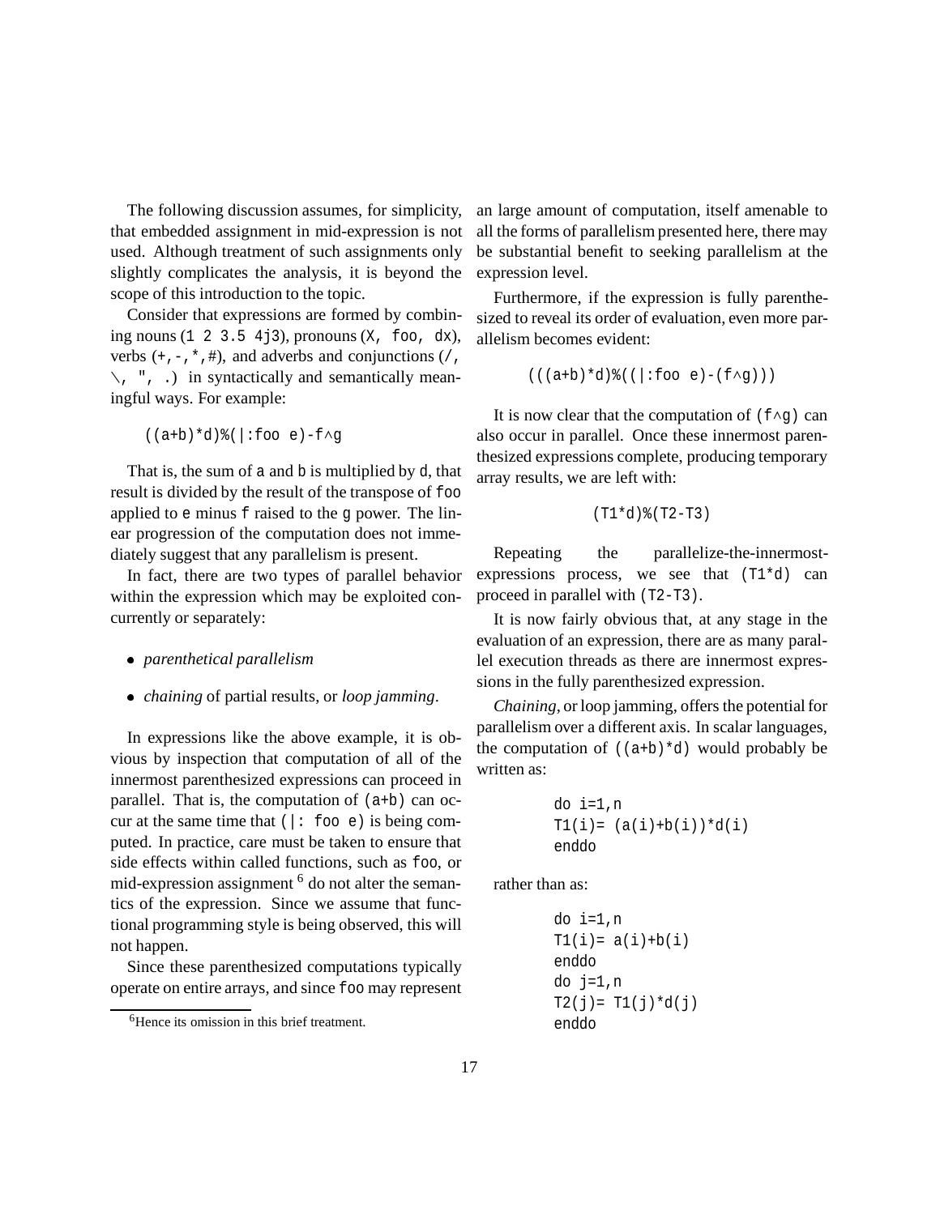The following discussion assumes, for simplicity, that embedded assignment in mid-expression is not used. Although treatment of such assignments only slightly complicates the analysis, it is beyond the scope of this introduction to the topic.

Consider that expressions are formed by combining nouns (`1 2 3.5 4j3`), pronouns (`X, foo, dx`), verbs (`+`, `-`, `*`, `#`), and adverbs and conjunctions (`/`, `\`, `"`, `.`) in syntactically and semantically meaningful ways. For example:

```
((a+b)*d)%(|:foo e)-f^g
```

That is, the sum of `a` and `b` is multiplied by `d`, that result is divided by the result of the transpose of `foo` applied to `e` minus `f` raised to the `g` power. The linear progression of the computation does not immediately suggest that any parallelism is present.

In fact, there are two types of parallel behavior within the expression which may be exploited concurrently or separately:

- *parenthetical parallelism*
- *chaining* of partial results, or *loop jamming*.

In expressions like the above example, it is obvious by inspection that computation of all of the innermost parenthesized expressions can proceed in parallel. That is, the computation of `(a+b)` can occur at the same time that `(|: foo e)` is being computed. In practice, care must be taken to ensure that side effects within called functions, such as `foo`, or mid-expression assignment [6] do not alter the semantics of the expression. Since we assume that functional programming style is being observed, this will not happen.

Since these parenthesized computations typically operate on entire arrays, and since `foo` may represent an large amount of computation, itself amenable to all the forms of parallelism presented here, there may be substantial benefit to seeking parallelism at the expression level.

Furthermore, if the expression is fully parenthesized to reveal its order of evaluation, even more parallelism becomes evident:

```
(((a+b)*d)%((|:foo e)-(f^g)))
```

It is now clear that the computation of `(f^g)` can also occur in parallel. Once these innermost parenthesized expressions complete, producing temporary array results, we are left with:

```
(T1*d)%(T2-T3)
```

Repeating the parallelize-the-innermost-expressions process, we see that `(T1*d)` can proceed in parallel with `(T2-T3)`.

It is now fairly obvious that, at any stage in the evaluation of an expression, there are as many parallel execution threads as there are innermost expressions in the fully parenthesized expression.

*Chaining*, or loop jamming, offers the potential for parallelism over a different axis. In scalar languages, the computation of `((a+b)*d)` would probably be written as:

```
do i=1,n
T1(i)= (a(i)+b(i))*d(i)
enddo
```

rather than as:

```
do i=1,n
T1(i)= a(i)+b(i)
enddo
do j=1,n
T2(j)= T1(j)*d(j)
enddo
```

[6] Hence its omission in this brief treatment.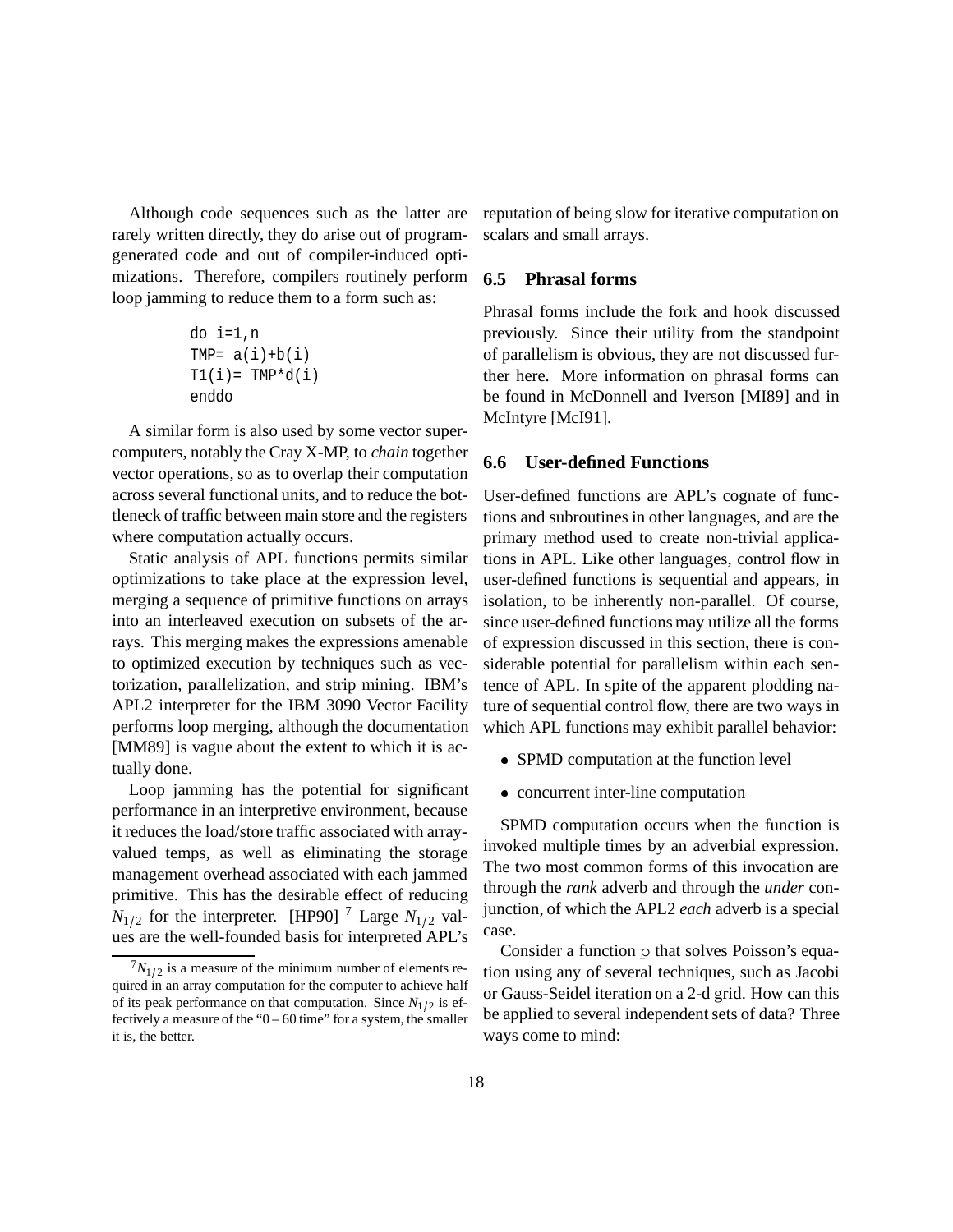Although code sequences such as the latter are rarely written directly, they do arise out of program-generated code and out of compiler-induced optimizations. Therefore, compilers routinely perform loop jamming to reduce them to a form such as:

```
do i=1,n
TMP= a(i)+b(i)
T1(i)= TMP*d(i)
enddo
```

A similar form is also used by some vector supercomputers, notably the Cray X-MP, to *chain* together vector operations, so as to overlap their computation across several functional units, and to reduce the bottleneck of traffic between main store and the registers where computation actually occurs.

Static analysis of APL functions permits similar optimizations to take place at the expression level, merging a sequence of primitive functions on arrays into an interleaved execution on subsets of the arrays. This merging makes the expressions amenable to optimized execution by techniques such as vectorization, parallelization, and strip mining. IBM's APL2 interpreter for the IBM 3090 Vector Facility performs loop merging, although the documentation [MM89] is vague about the extent to which it is actually done.

Loop jamming has the potential for significant performance in an interpretive environment, because it reduces the load/store traffic associated with array-valued temps, as well as eliminating the storage management overhead associated with each jammed primitive. This has the desirable effect of reducing $N_{1/2}$ for the interpreter. [HP90] [7] Large $N_{1/2}$ values are the well-founded basis for interpreted APL's reputation of being slow for iterative computation on scalars and small arrays.

[7] $N_{1/2}$ is a measure of the minimum number of elements required in an array computation for the computer to achieve half of its peak performance on that computation. Since $N_{1/2}$ is effectively a measure of the "0 – 60 time" for a system, the smaller it is, the better.

## 6.5 Phrasal forms

Phrasal forms include the fork and hook discussed previously. Since their utility from the standpoint of parallelism is obvious, they are not discussed further here. More information on phrasal forms can be found in McDonnell and Iverson [MI89] and in McIntyre [McI91].

## 6.6 User-defined Functions

User-defined functions are APL's cognate of functions and subroutines in other languages, and are the primary method used to create non-trivial applications in APL. Like other languages, control flow in user-defined functions is sequential and appears, in isolation, to be inherently non-parallel. Of course, since user-defined functions may utilize all the forms of expression discussed in this section, there is considerable potential for parallelism within each sentence of APL. In spite of the apparent plodding nature of sequential control flow, there are two ways in which APL functions may exhibit parallel behavior:

- SPMD computation at the function level
- concurrent inter-line computation

SPMD computation occurs when the function is invoked multiple times by an adverbial expression. The two most common forms of this invocation are through the *rank* adverb and through the *under* conjunction, of which the APL2 *each* adverb is a special case.

Consider a function `p` that solves Poisson's equation using any of several techniques, such as Jacobi or Gauss-Seidel iteration on a 2-d grid. How can this be applied to several independent sets of data? Three ways come to mind: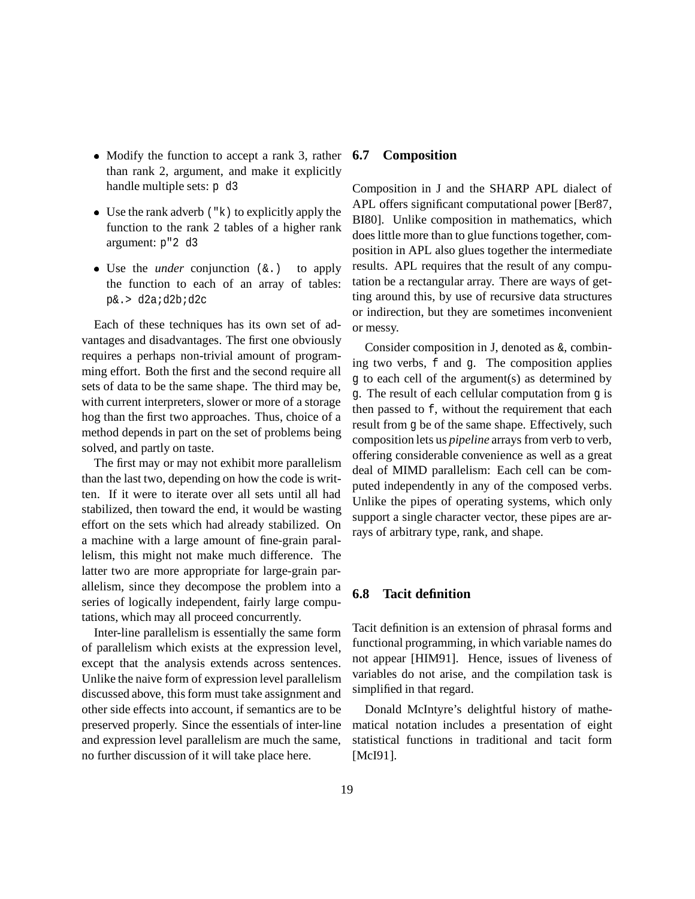- Modify the function to accept a rank 3, rather than rank 2, argument, and make it explicitly handle multiple sets: `p d3`
- Use the rank adverb (`"k`) to explicitly apply the function to the rank 2 tables of a higher rank argument: `p"2 d3`
- Use the *under* conjunction (`&.`) to apply the function to each of an array of tables: `p&.> d2a;d2b;d2c`

Each of these techniques has its own set of advantages and disadvantages. The first one obviously requires a perhaps non-trivial amount of programming effort. Both the first and the second require all sets of data to be the same shape. The third may be, with current interpreters, slower or more of a storage hog than the first two approaches. Thus, choice of a method depends in part on the set of problems being solved, and partly on taste.

The first may or may not exhibit more parallelism than the last two, depending on how the code is written. If it were to iterate over all sets until all had stabilized, then toward the end, it would be wasting effort on the sets which had already stabilized. On a machine with a large amount of fine-grain parallelism, this might not make much difference. The latter two are more appropriate for large-grain parallelism, since they decompose the problem into a series of logically independent, fairly large computations, which may all proceed concurrently.

Inter-line parallelism is essentially the same form of parallelism which exists at the expression level, except that the analysis extends across sentences. Unlike the naive form of expression level parallelism discussed above, this form must take assignment and other side effects into account, if semantics are to be preserved properly. Since the essentials of inter-line and expression level parallelism are much the same, no further discussion of it will take place here.

## 6.7 Composition

Composition in J and the SHARP APL dialect of APL offers significant computational power [Ber87, BI80]. Unlike composition in mathematics, which does little more than to glue functions together, composition in APL also glues together the intermediate results. APL requires that the result of any computation be a rectangular array. There are ways of getting around this, by use of recursive data structures or indirection, but they are sometimes inconvenient or messy.

Consider composition in J, denoted as `&`, combining two verbs, `f` and `g`. The composition applies `g` to each cell of the argument(s) as determined by `g`. The result of each cellular computation from `g` is then passed to `f`, without the requirement that each result from `g` be of the same shape. Effectively, such composition lets us *pipeline* arrays from verb to verb, offering considerable convenience as well as a great deal of MIMD parallelism: Each cell can be computed independently in any of the composed verbs. Unlike the pipes of operating systems, which only support a single character vector, these pipes are arrays of arbitrary type, rank, and shape.

## 6.8 Tacit definition

Tacit definition is an extension of phrasal forms and functional programming, in which variable names do not appear [HIM91]. Hence, issues of liveness of variables do not arise, and the compilation task is simplified in that regard.

Donald McIntyre's delightful history of mathematical notation includes a presentation of eight statistical functions in traditional and tacit form [McI91].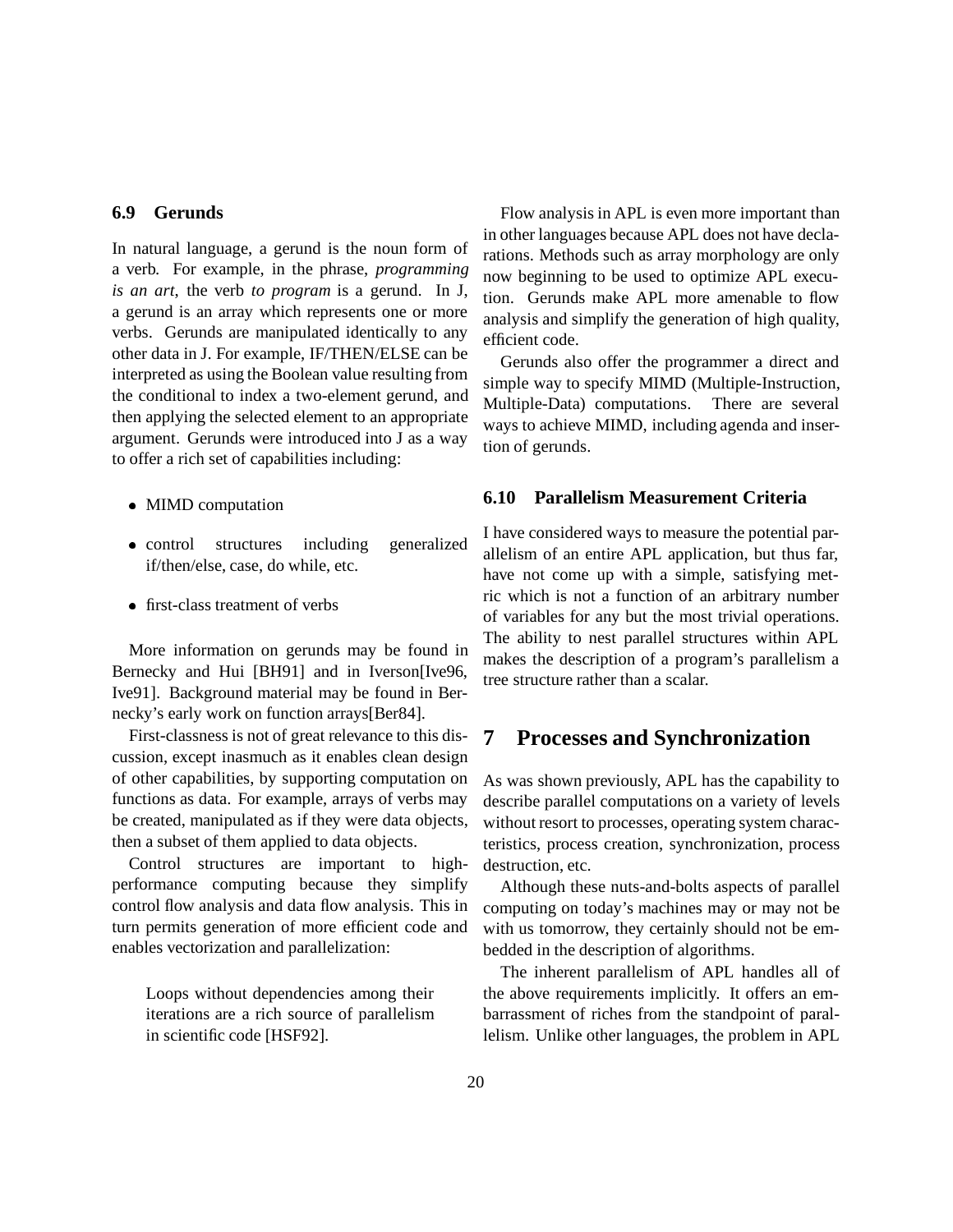### 6.9 Gerunds

In natural language, a gerund is the noun form of a verb. For example, in the phrase, *programming is an art*, the verb *to program* is a gerund. In J, a gerund is an array which represents one or more verbs. Gerunds are manipulated identically to any other data in J. For example, IF/THEN/ELSE can be interpreted as using the Boolean value resulting from the conditional to index a two-element gerund, and then applying the selected element to an appropriate argument. Gerunds were introduced into J as a way to offer a rich set of capabilities including:

- MIMD computation
- control structures including generalized if/then/else, case, do while, etc.
- first-class treatment of verbs

More information on gerunds may be found in Bernecky and Hui [BH91] and in Iverson[Ive96, Ive91]. Background material may be found in Bernecky's early work on function arrays[Ber84].

First-classness is not of great relevance to this discussion, except inasmuch as it enables clean design of other capabilities, by supporting computation on functions as data. For example, arrays of verbs may be created, manipulated as if they were data objects, then a subset of them applied to data objects.

Control structures are important to high-performance computing because they simplify control flow analysis and data flow analysis. This in turn permits generation of more efficient code and enables vectorization and parallelization:

> Loops without dependencies among their iterations are a rich source of parallelism in scientific code [HSF92].

Flow analysis in APL is even more important than in other languages because APL does not have declarations. Methods such as array morphology are only now beginning to be used to optimize APL execution. Gerunds make APL more amenable to flow analysis and simplify the generation of high quality, efficient code.

Gerunds also offer the programmer a direct and simple way to specify MIMD (Multiple-Instruction, Multiple-Data) computations. There are several ways to achieve MIMD, including agenda and insertion of gerunds.

### 6.10 Parallelism Measurement Criteria

I have considered ways to measure the potential parallelism of an entire APL application, but thus far, have not come up with a simple, satisfying metric which is not a function of an arbitrary number of variables for any but the most trivial operations. The ability to nest parallel structures within APL makes the description of a program's parallelism a tree structure rather than a scalar.

## 7 Processes and Synchronization

As was shown previously, APL has the capability to describe parallel computations on a variety of levels without resort to processes, operating system characteristics, process creation, synchronization, process destruction, etc.

Although these nuts-and-bolts aspects of parallel computing on today's machines may or may not be with us tomorrow, they certainly should not be embedded in the description of algorithms.

The inherent parallelism of APL handles all of the above requirements implicitly. It offers an embarrassment of riches from the standpoint of parallelism. Unlike other languages, the problem in APL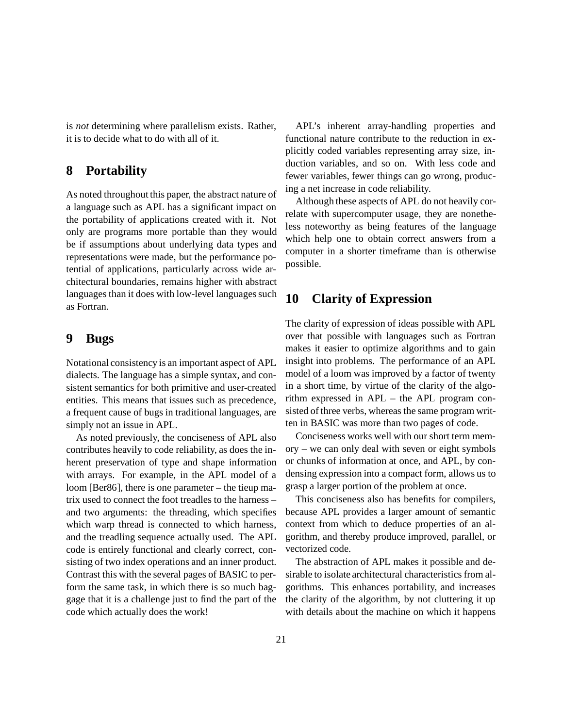is *not* determining where parallelism exists. Rather, it is to decide what to do with all of it.

## 8 Portability

As noted throughout this paper, the abstract nature of a language such as APL has a significant impact on the portability of applications created with it. Not only are programs more portable than they would be if assumptions about underlying data types and representations were made, but the performance potential of applications, particularly across wide architectural boundaries, remains higher with abstract languages than it does with low-level languages such as Fortran.

## 9 Bugs

Notational consistency is an important aspect of APL dialects. The language has a simple syntax, and consistent semantics for both primitive and user-created entities. This means that issues such as precedence, a frequent cause of bugs in traditional languages, are simply not an issue in APL.

As noted previously, the conciseness of APL also contributes heavily to code reliability, as does the inherent preservation of type and shape information with arrays. For example, in the APL model of a loom [Ber86], there is one parameter – the tieup matrix used to connect the foot treadles to the harness – and two arguments: the threading, which specifies which warp thread is connected to which harness, and the treadling sequence actually used. The APL code is entirely functional and clearly correct, consisting of two index operations and an inner product. Contrast this with the several pages of BASIC to perform the same task, in which there is so much baggage that it is a challenge just to find the part of the code which actually does the work!

APL's inherent array-handling properties and functional nature contribute to the reduction in explicitly coded variables representing array size, induction variables, and so on. With less code and fewer variables, fewer things can go wrong, producing a net increase in code reliability.

Although these aspects of APL do not heavily correlate with supercomputer usage, they are nonetheless noteworthy as being features of the language which help one to obtain correct answers from a computer in a shorter timeframe than is otherwise possible.

## 10 Clarity of Expression

The clarity of expression of ideas possible with APL over that possible with languages such as Fortran makes it easier to optimize algorithms and to gain insight into problems. The performance of an APL model of a loom was improved by a factor of twenty in a short time, by virtue of the clarity of the algorithm expressed in APL – the APL program consisted of three verbs, whereas the same program written in BASIC was more than two pages of code.

Conciseness works well with our short term memory – we can only deal with seven or eight symbols or chunks of information at once, and APL, by condensing expression into a compact form, allows us to grasp a larger portion of the problem at once.

This conciseness also has benefits for compilers, because APL provides a larger amount of semantic context from which to deduce properties of an algorithm, and thereby produce improved, parallel, or vectorized code.

The abstraction of APL makes it possible and desirable to isolate architectural characteristics from algorithms. This enhances portability, and increases the clarity of the algorithm, by not cluttering it up with details about the machine on which it happens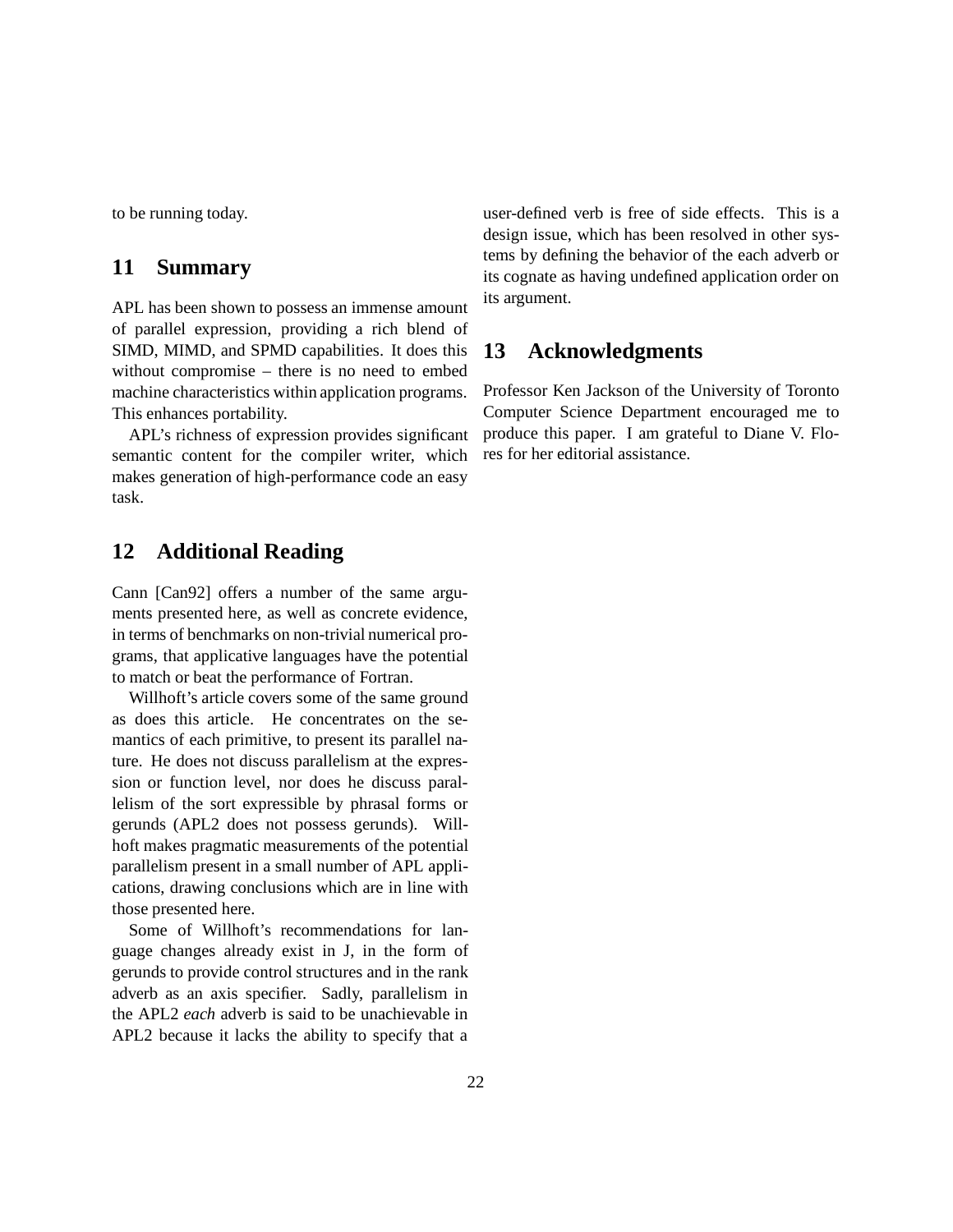to be running today.

## 11 Summary

APL has been shown to possess an immense amount of parallel expression, providing a rich blend of SIMD, MIMD, and SPMD capabilities. It does this without compromise – there is no need to embed machine characteristics within application programs. This enhances portability.

APL's richness of expression provides significant semantic content for the compiler writer, which makes generation of high-performance code an easy task.

## 12 Additional Reading

Cann [Can92] offers a number of the same arguments presented here, as well as concrete evidence, in terms of benchmarks on non-trivial numerical programs, that applicative languages have the potential to match or beat the performance of Fortran.

Willhoft's article covers some of the same ground as does this article. He concentrates on the semantics of each primitive, to present its parallel nature. He does not discuss parallelism at the expression or function level, nor does he discuss parallelism of the sort expressible by phrasal forms or gerunds (APL2 does not possess gerunds). Willhoft makes pragmatic measurements of the potential parallelism present in a small number of APL applications, drawing conclusions which are in line with those presented here.

Some of Willhoft's recommendations for language changes already exist in J, in the form of gerunds to provide control structures and in the rank adverb as an axis specifier. Sadly, parallelism in the APL2 *each* adverb is said to be unachievable in APL2 because it lacks the ability to specify that a user-defined verb is free of side effects. This is a design issue, which has been resolved in other systems by defining the behavior of the each adverb or its cognate as having undefined application order on its argument.

## 13 Acknowledgments

Professor Ken Jackson of the University of Toronto Computer Science Department encouraged me to produce this paper. I am grateful to Diane V. Flores for her editorial assistance.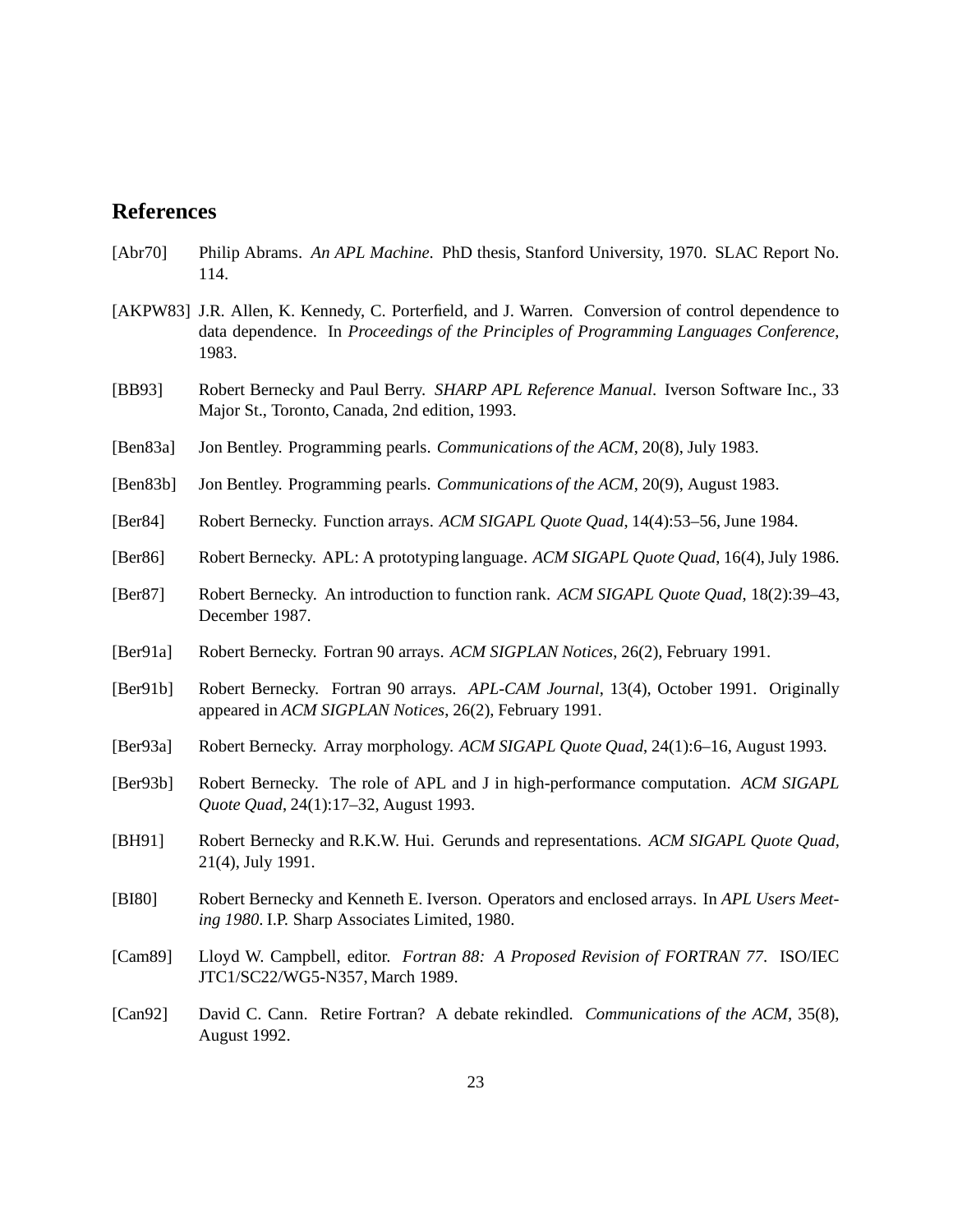## References

[Abr70] Philip Abrams. *An APL Machine*. PhD thesis, Stanford University, 1970. SLAC Report No. 114.

[AKPW83] J.R. Allen, K. Kennedy, C. Porterfield, and J. Warren. Conversion of control dependence to data dependence. In *Proceedings of the Principles of Programming Languages Conference*, 1983.

[BB93] Robert Bernecky and Paul Berry. *SHARP APL Reference Manual*. Iverson Software Inc., 33 Major St., Toronto, Canada, 2nd edition, 1993.

[Ben83a] Jon Bentley. Programming pearls. *Communications of the ACM*, 20(8), July 1983.

[Ben83b] Jon Bentley. Programming pearls. *Communications of the ACM*, 20(9), August 1983.

[Ber84] Robert Bernecky. Function arrays. *ACM SIGAPL Quote Quad*, 14(4):53–56, June 1984.

[Ber86] Robert Bernecky. APL: A prototyping language. *ACM SIGAPL Quote Quad*, 16(4), July 1986.

[Ber87] Robert Bernecky. An introduction to function rank. *ACM SIGAPL Quote Quad*, 18(2):39–43, December 1987.

[Ber91a] Robert Bernecky. Fortran 90 arrays. *ACM SIGPLAN Notices*, 26(2), February 1991.

[Ber91b] Robert Bernecky. Fortran 90 arrays. *APL-CAM Journal*, 13(4), October 1991. Originally appeared in *ACM SIGPLAN Notices*, 26(2), February 1991.

[Ber93a] Robert Bernecky. Array morphology. *ACM SIGAPL Quote Quad*, 24(1):6–16, August 1993.

[Ber93b] Robert Bernecky. The role of APL and J in high-performance computation. *ACM SIGAPL Quote Quad*, 24(1):17–32, August 1993.

[BH91] Robert Bernecky and R.K.W. Hui. Gerunds and representations. *ACM SIGAPL Quote Quad*, 21(4), July 1991.

[BI80] Robert Bernecky and Kenneth E. Iverson. Operators and enclosed arrays. In *APL Users Meeting 1980*. I.P. Sharp Associates Limited, 1980.

[Cam89] Lloyd W. Campbell, editor. *Fortran 88: A Proposed Revision of FORTRAN 77*. ISO/IEC JTC1/SC22/WG5-N357, March 1989.

[Can92] David C. Cann. Retire Fortran? A debate rekindled. *Communications of the ACM*, 35(8), August 1992.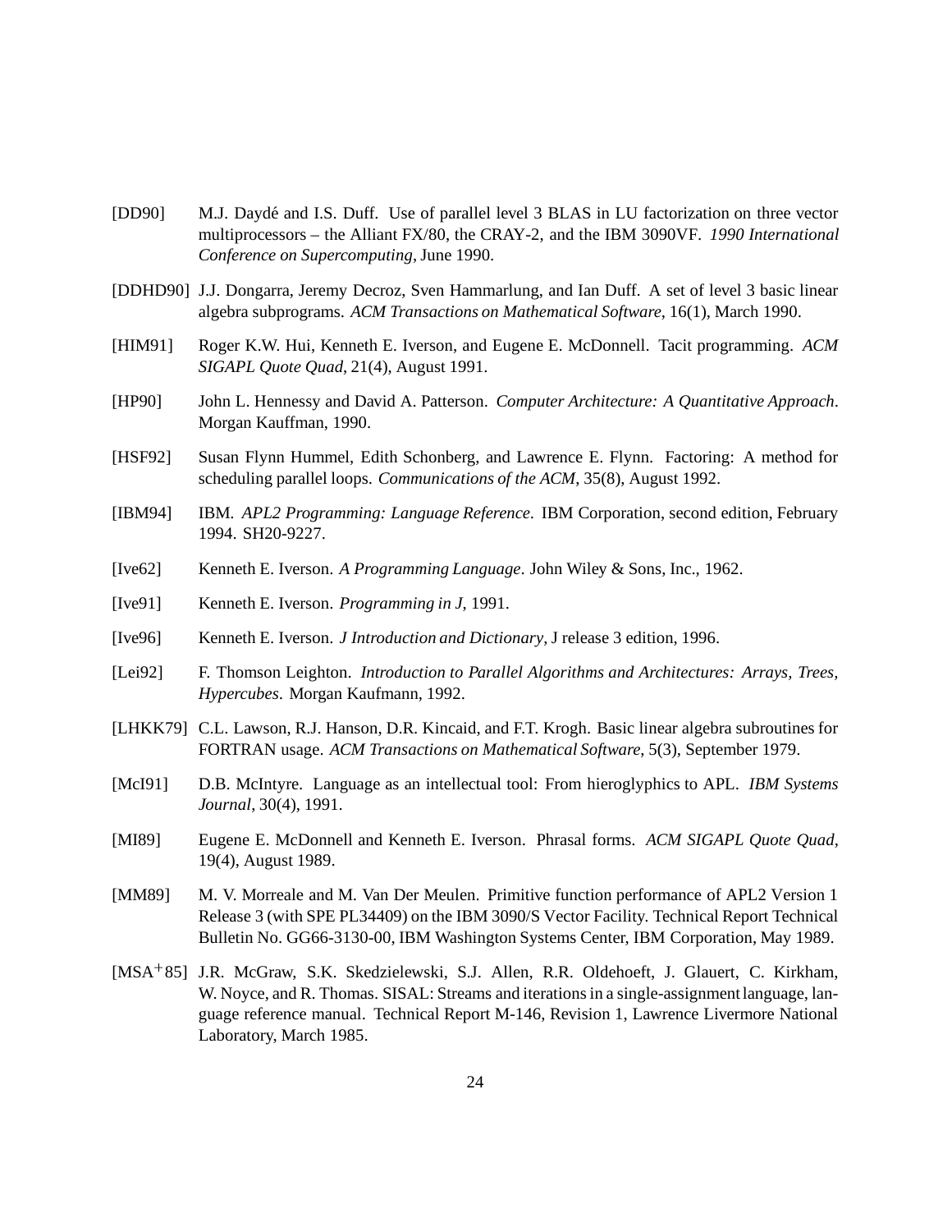[DD90] M.J. Daydé and I.S. Duff. Use of parallel level 3 BLAS in LU factorization on three vector multiprocessors – the Alliant FX/80, the CRAY-2, and the IBM 3090VF. *1990 International Conference on Supercomputing*, June 1990.

[DDHD90] J.J. Dongarra, Jeremy Decroz, Sven Hammarlung, and Ian Duff. A set of level 3 basic linear algebra subprograms. *ACM Transactions on Mathematical Software*, 16(1), March 1990.

[HIM91] Roger K.W. Hui, Kenneth E. Iverson, and Eugene E. McDonnell. Tacit programming. *ACM SIGAPL Quote Quad*, 21(4), August 1991.

[HP90] John L. Hennessy and David A. Patterson. *Computer Architecture: A Quantitative Approach*. Morgan Kauffman, 1990.

[HSF92] Susan Flynn Hummel, Edith Schonberg, and Lawrence E. Flynn. Factoring: A method for scheduling parallel loops. *Communications of the ACM*, 35(8), August 1992.

[IBM94] IBM. *APL2 Programming: Language Reference.* IBM Corporation, second edition, February 1994. SH20-9227.

[Ive62] Kenneth E. Iverson. *A Programming Language*. John Wiley & Sons, Inc., 1962.

[Ive91] Kenneth E. Iverson. *Programming in J*, 1991.

[Ive96] Kenneth E. Iverson. *J Introduction and Dictionary*, J release 3 edition, 1996.

[Lei92] F. Thomson Leighton. *Introduction to Parallel Algorithms and Architectures: Arrays, Trees, Hypercubes*. Morgan Kaufmann, 1992.

[LHKK79] C.L. Lawson, R.J. Hanson, D.R. Kincaid, and F.T. Krogh. Basic linear algebra subroutines for FORTRAN usage. *ACM Transactions on Mathematical Software*, 5(3), September 1979.

[McI91] D.B. McIntyre. Language as an intellectual tool: From hieroglyphics to APL. *IBM Systems Journal*, 30(4), 1991.

[MI89] Eugene E. McDonnell and Kenneth E. Iverson. Phrasal forms. *ACM SIGAPL Quote Quad*, 19(4), August 1989.

[MM89] M. V. Morreale and M. Van Der Meulen. Primitive function performance of APL2 Version 1 Release 3 (with SPE PL34409) on the IBM 3090/S Vector Facility. Technical Report Technical Bulletin No. GG66-3130-00, IBM Washington Systems Center, IBM Corporation, May 1989.

[MSA+85] J.R. McGraw, S.K. Skedzielewski, S.J. Allen, R.R. Oldehoeft, J. Glauert, C. Kirkham, W. Noyce, and R. Thomas. SISAL: Streams and iterations in a single-assignment language, language reference manual. Technical Report M-146, Revision 1, Lawrence Livermore National Laboratory, March 1985.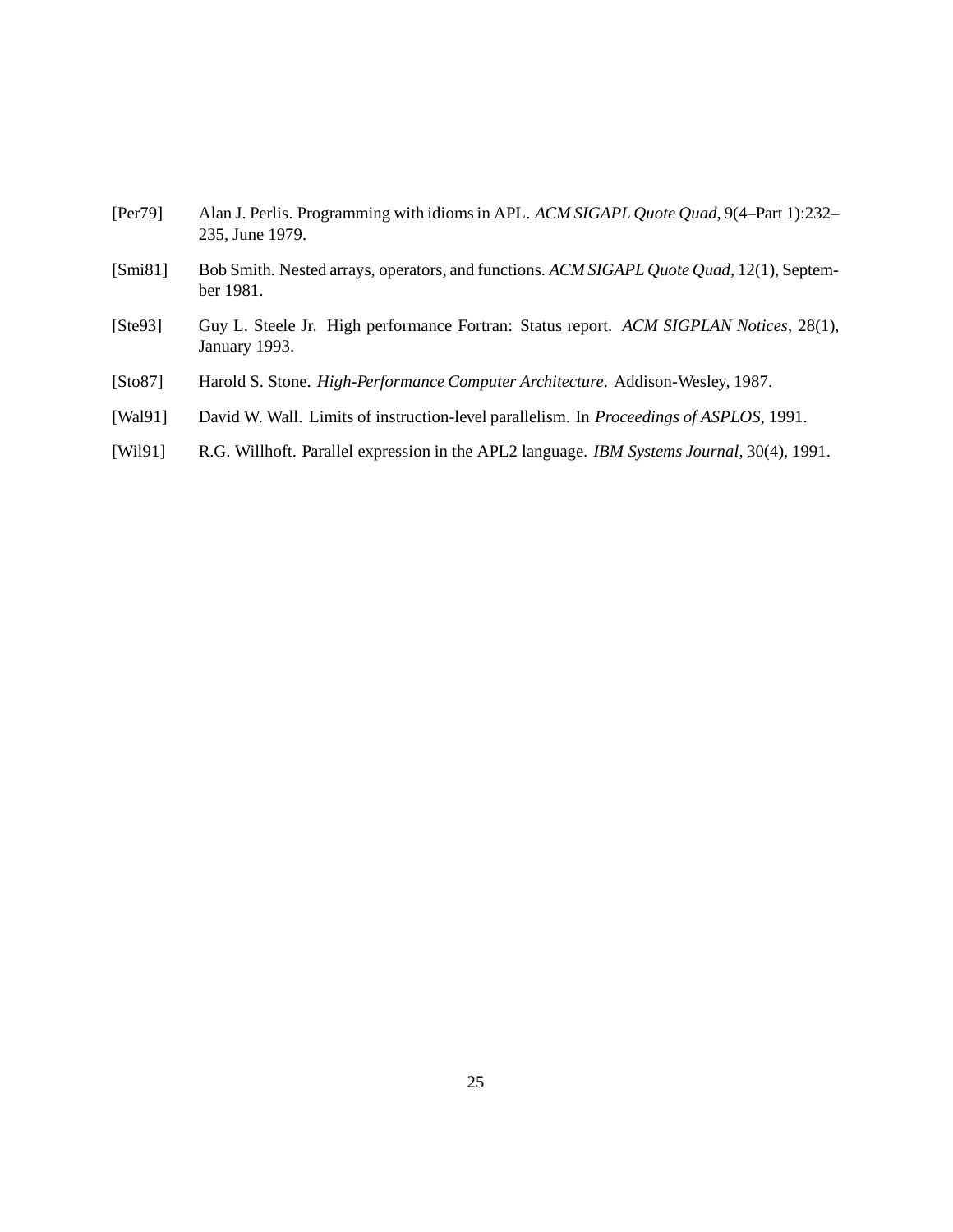[Per79] Alan J. Perlis. Programming with idioms in APL. *ACM SIGAPL Quote Quad*, 9(4–Part 1):232–235, June 1979.

[Smi81] Bob Smith. Nested arrays, operators, and functions. *ACM SIGAPL Quote Quad*, 12(1), September 1981.

[Ste93] Guy L. Steele Jr. High performance Fortran: Status report. *ACM SIGPLAN Notices*, 28(1), January 1993.

[Sto87] Harold S. Stone. *High-Performance Computer Architecture*. Addison-Wesley, 1987.

[Wal91] David W. Wall. Limits of instruction-level parallelism. In *Proceedings of ASPLOS*, 1991.

[Wil91] R.G. Willhoft. Parallel expression in the APL2 language. *IBM Systems Journal*, 30(4), 1991.